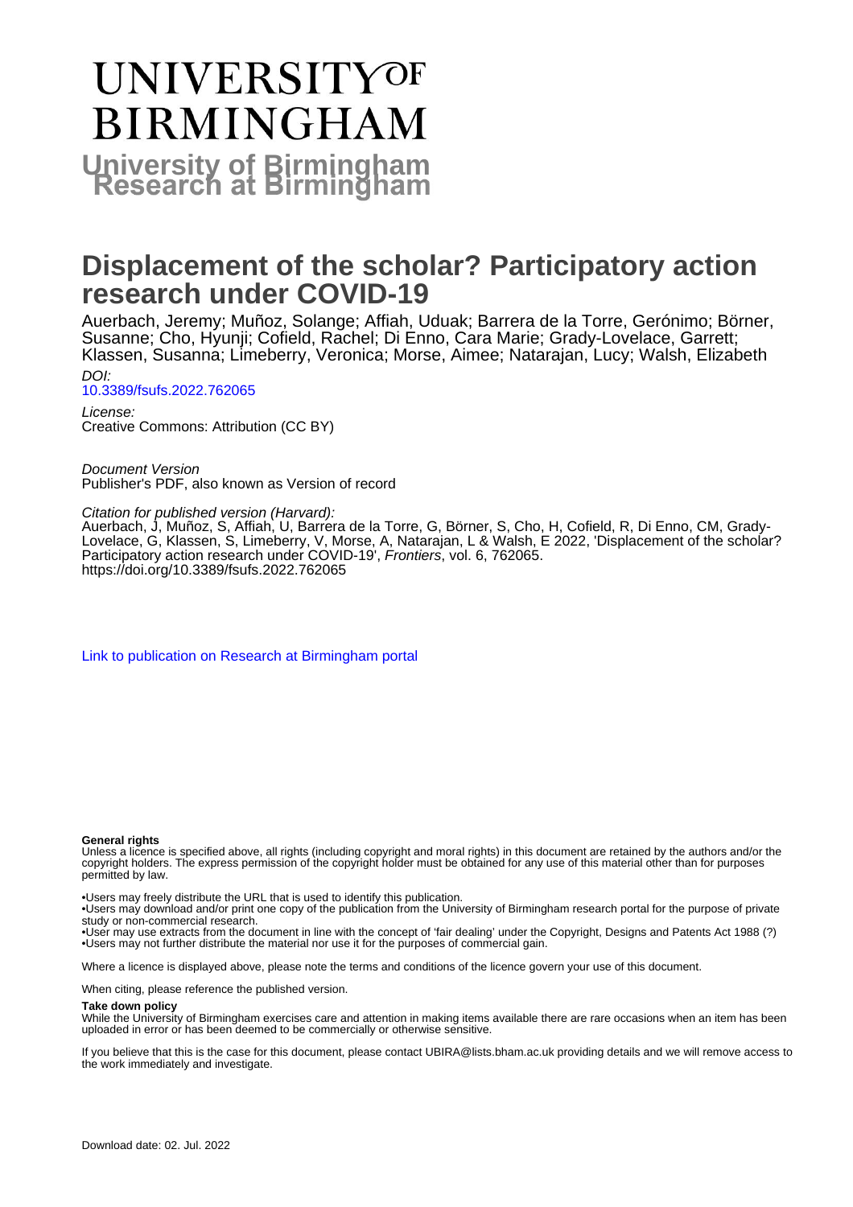# UNIVERSITY OF BIRMINGHAM

**University of Birmingham Research at Birmingham**

# Displacement of the scholar? Participatory action research under COVID-19

Auerbach, Jeremy; Muñoz, Solange; Affiah, Uduak; Barrera de la Torre, Gerónimo; Börner, Susanne; Cho, Hyunji; Cofield, Rachel; Di Enno, Cara Marie; Grady-Lovelace, Garrett; Klassen, Susanna; Limeberry, Veronica; Morse, Aimee; Natarajan, Lucy; Walsh, Elizabeth

*DOI:*
10.3389/fsufs.2022.762065

*License:*
Creative Commons: Attribution (CC BY)

*Document Version*
Publisher's PDF, also known as Version of record

*Citation for published version (Harvard):*
Auerbach, J, Muñoz, S, Affiah, U, Barrera de la Torre, G, Börner, S, Cho, H, Cofield, R, Di Enno, CM, Grady-Lovelace, G, Klassen, S, Limeberry, V, Morse, A, Natarajan, L & Walsh, E 2022, 'Displacement of the scholar? Participatory action research under COVID-19', *Frontiers*, vol. 6, 762065. https://doi.org/10.3389/fsufs.2022.762065

Link to publication on Research at Birmingham portal

**General rights**
Unless a licence is specified above, all rights (including copyright and moral rights) in this document are retained by the authors and/or the copyright holders. The express permission of the copyright holder must be obtained for any use of this material other than for purposes permitted by law.

•Users may freely distribute the URL that is used to identify this publication.
•Users may download and/or print one copy of the publication from the University of Birmingham research portal for the purpose of private study or non-commercial research.
•User may use extracts from the document in line with the concept of 'fair dealing' under the Copyright, Designs and Patents Act 1988 (?)
•Users may not further distribute the material nor use it for the purposes of commercial gain.

Where a licence is displayed above, please note the terms and conditions of the licence govern your use of this document.

When citing, please reference the published version.

**Take down policy**
While the University of Birmingham exercises care and attention in making items available there are rare occasions when an item has been uploaded in error or has been deemed to be commercially or otherwise sensitive.

If you believe that this is the case for this document, please contact UBIRA@lists.bham.ac.uk providing details and we will remove access to the work immediately and investigate.

Download date: 02. Jul. 2022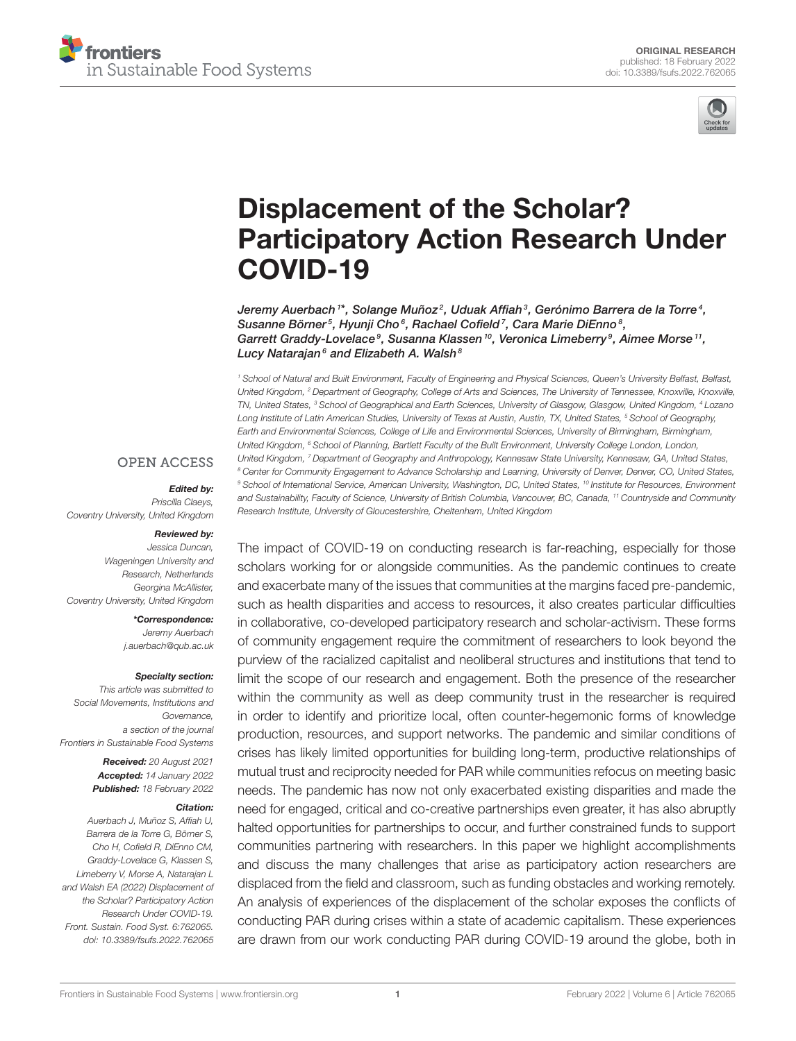# Displacement of the Scholar? Participatory Action Research Under COVID-19

*Jeremy Auerbach[1]\*, Solange Muñoz[2], Uduak Affiah[3], Gerónimo Barrera de la Torre[4], Susanne Börner[5], Hyunji Cho[6], Rachael Cofield[7], Cara Marie DiEnno[8], Garrett Graddy-Lovelace[9], Susanna Klassen[10], Veronica Limeberry[9], Aimee Morse[11], Lucy Natarajan[6] and Elizabeth A. Walsh[8]*

[1] School of Natural and Built Environment, Faculty of Engineering and Physical Sciences, Queen's University Belfast, Belfast, United Kingdom, [2] Department of Geography, College of Arts and Sciences, The University of Tennessee, Knoxville, Knoxville, TN, United States, [3] School of Geographical and Earth Sciences, University of Glasgow, Glasgow, United Kingdom, [4] Lozano Long Institute of Latin American Studies, University of Texas at Austin, Austin, TX, United States, [5] School of Geography, Earth and Environmental Sciences, College of Life and Environmental Sciences, University of Birmingham, Birmingham, United Kingdom, [6] School of Planning, Bartlett Faculty of the Built Environment, University College London, London, United Kingdom, [7] Department of Geography and Anthropology, Kennesaw State University, Kennesaw, GA, United States, [8] Center for Community Engagement to Advance Scholarship and Learning, University of Denver, Denver, CO, United States, [9] School of International Service, American University, Washington, DC, United States, [10] Institute for Resources, Environment and Sustainability, Faculty of Science, University of British Columbia, Vancouver, BC, Canada, [11] Countryside and Community Research Institute, University of Gloucestershire, Cheltenham, United Kingdom

OPEN ACCESS

***Edited by:***
Priscilla Claeys,
Coventry University, United Kingdom

***Reviewed by:***
Jessica Duncan,
Wageningen University and Research, Netherlands
Georgina McAllister,
Coventry University, United Kingdom

***\*Correspondence:***
Jeremy Auerbach
j.auerbach@qub.ac.uk

***Specialty section:***
This article was submitted to Social Movements, Institutions and Governance, a section of the journal Frontiers in Sustainable Food Systems

***Received:*** 20 August 2021
***Accepted:*** 14 January 2022
***Published:*** 18 February 2022

***Citation:***
Auerbach J, Muñoz S, Affiah U, Barrera de la Torre G, Börner S, Cho H, Cofield R, DiEnno CM, Graddy-Lovelace G, Klassen S, Limeberry V, Morse A, Natarajan L and Walsh EA (2022) Displacement of the Scholar? Participatory Action Research Under COVID-19. Front. Sustain. Food Syst. 6:762065. doi: 10.3389/fsufs.2022.762065

The impact of COVID-19 on conducting research is far-reaching, especially for those scholars working for or alongside communities. As the pandemic continues to create and exacerbate many of the issues that communities at the margins faced pre-pandemic, such as health disparities and access to resources, it also creates particular difficulties in collaborative, co-developed participatory research and scholar-activism. These forms of community engagement require the commitment of researchers to look beyond the purview of the racialized capitalist and neoliberal structures and institutions that tend to limit the scope of our research and engagement. Both the presence of the researcher within the community as well as deep community trust in the researcher is required in order to identify and prioritize local, often counter-hegemonic forms of knowledge production, resources, and support networks. The pandemic and similar conditions of crises has likely limited opportunities for building long-term, productive relationships of mutual trust and reciprocity needed for PAR while communities refocus on meeting basic needs. The pandemic has now not only exacerbated existing disparities and made the need for engaged, critical and co-creative partnerships even greater, it has also abruptly halted opportunities for partnerships to occur, and further constrained funds to support communities partnering with researchers. In this paper we highlight accomplishments and discuss the many challenges that arise as participatory action researchers are displaced from the field and classroom, such as funding obstacles and working remotely. An analysis of experiences of the displacement of the scholar exposes the conflicts of conducting PAR during crises within a state of academic capitalism. These experiences are drawn from our work conducting PAR during COVID-19 around the globe, both in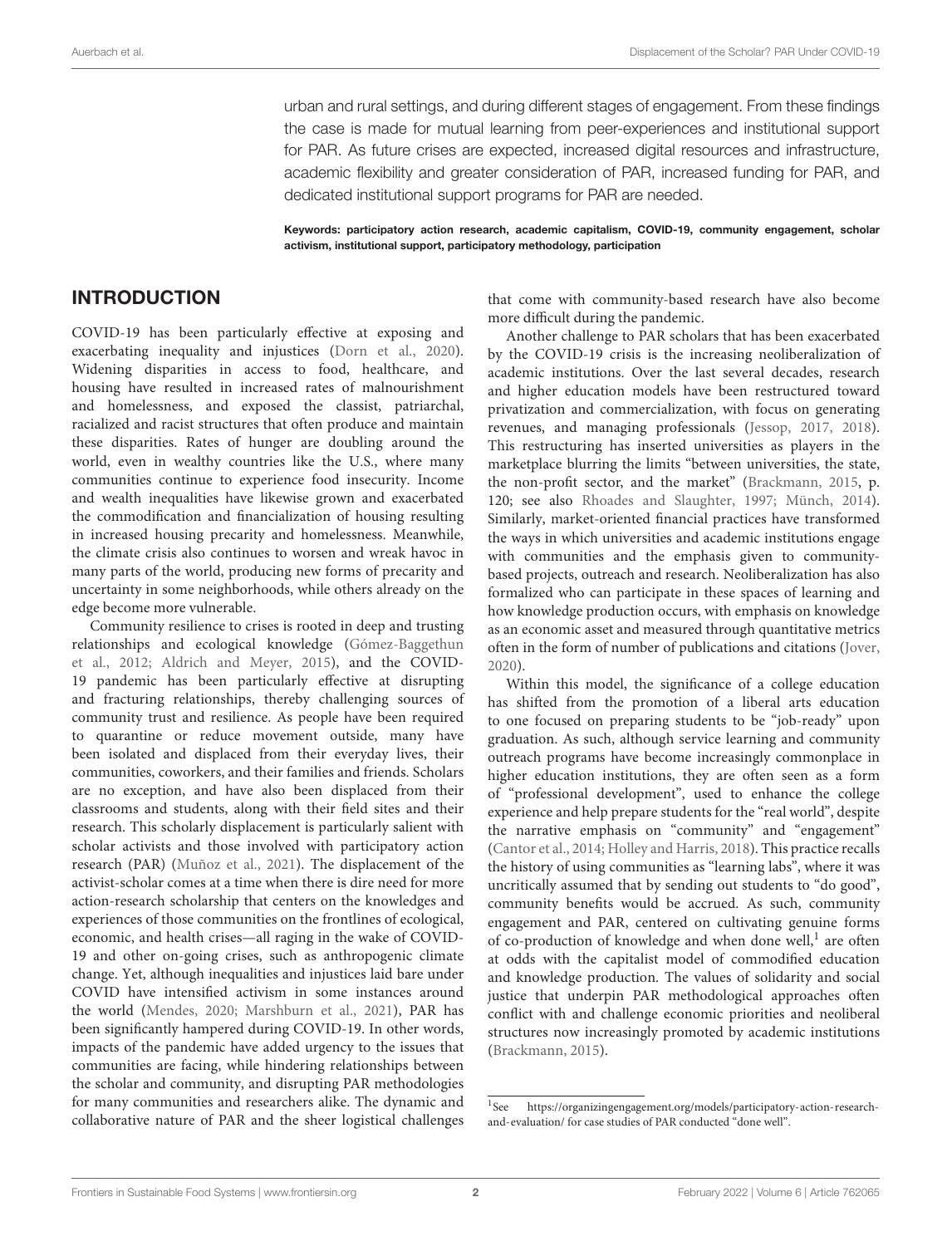urban and rural settings, and during different stages of engagement. From these findings the case is made for mutual learning from peer-experiences and institutional support for PAR. As future crises are expected, increased digital resources and infrastructure, academic flexibility and greater consideration of PAR, increased funding for PAR, and dedicated institutional support programs for PAR are needed.

**Keywords: participatory action research, academic capitalism, COVID-19, community engagement, scholar activism, institutional support, participatory methodology, participation**

## INTRODUCTION

COVID-19 has been particularly effective at exposing and exacerbating inequality and injustices (Dorn et al., 2020). Widening disparities in access to food, healthcare, and housing have resulted in increased rates of malnourishment and homelessness, and exposed the classist, patriarchal, racialized and racist structures that often produce and maintain these disparities. Rates of hunger are doubling around the world, even in wealthy countries like the U.S., where many communities continue to experience food insecurity. Income and wealth inequalities have likewise grown and exacerbated the commodification and financialization of housing resulting in increased housing precarity and homelessness. Meanwhile, the climate crisis also continues to worsen and wreak havoc in many parts of the world, producing new forms of precarity and uncertainty in some neighborhoods, while others already on the edge become more vulnerable.

Community resilience to crises is rooted in deep and trusting relationships and ecological knowledge (Gómez-Baggethun et al., 2012; Aldrich and Meyer, 2015), and the COVID-19 pandemic has been particularly effective at disrupting and fracturing relationships, thereby challenging sources of community trust and resilience. As people have been required to quarantine or reduce movement outside, many have been isolated and displaced from their everyday lives, their communities, coworkers, and their families and friends. Scholars are no exception, and have also been displaced from their classrooms and students, along with their field sites and their research. This scholarly displacement is particularly salient with scholar activists and those involved with participatory action research (PAR) (Muñoz et al., 2021). The displacement of the activist-scholar comes at a time when there is dire need for more action-research scholarship that centers on the knowledges and experiences of those communities on the frontlines of ecological, economic, and health crises—all raging in the wake of COVID-19 and other on-going crises, such as anthropogenic climate change. Yet, although inequalities and injustices laid bare under COVID have intensified activism in some instances around the world (Mendes, 2020; Marshburn et al., 2021), PAR has been significantly hampered during COVID-19. In other words, impacts of the pandemic have added urgency to the issues that communities are facing, while hindering relationships between the scholar and community, and disrupting PAR methodologies for many communities and researchers alike. The dynamic and collaborative nature of PAR and the sheer logistical challenges that come with community-based research have also become more difficult during the pandemic.

Another challenge to PAR scholars that has been exacerbated by the COVID-19 crisis is the increasing neoliberalization of academic institutions. Over the last several decades, research and higher education models have been restructured toward privatization and commercialization, with focus on generating revenues, and managing professionals (Jessop, 2017, 2018). This restructuring has inserted universities as players in the marketplace blurring the limits "between universities, the state, the non-profit sector, and the market" (Brackmann, 2015, p. 120; see also Rhoades and Slaughter, 1997; Münch, 2014). Similarly, market-oriented financial practices have transformed the ways in which universities and academic institutions engage with communities and the emphasis given to community-based projects, outreach and research. Neoliberalization has also formalized who can participate in these spaces of learning and how knowledge production occurs, with emphasis on knowledge as an economic asset and measured through quantitative metrics often in the form of number of publications and citations (Jover, 2020).

Within this model, the significance of a college education has shifted from the promotion of a liberal arts education to one focused on preparing students to be "job-ready" upon graduation. As such, although service learning and community outreach programs have become increasingly commonplace in higher education institutions, they are often seen as a form of "professional development", used to enhance the college experience and help prepare students for the "real world", despite the narrative emphasis on "community" and "engagement" (Cantor et al., 2014; Holley and Harris, 2018). This practice recalls the history of using communities as "learning labs", where it was uncritically assumed that by sending out students to "do good", community benefits would be accrued. As such, community engagement and PAR, centered on cultivating genuine forms of co-production of knowledge and when done well,[1] are often at odds with the capitalist model of commodified education and knowledge production. The values of solidarity and social justice that underpin PAR methodological approaches often conflict with and challenge economic priorities and neoliberal structures now increasingly promoted by academic institutions (Brackmann, 2015).

[1] See https://organizingengagement.org/models/participatory-action-research-and-evaluation/ for case studies of PAR conducted "done well".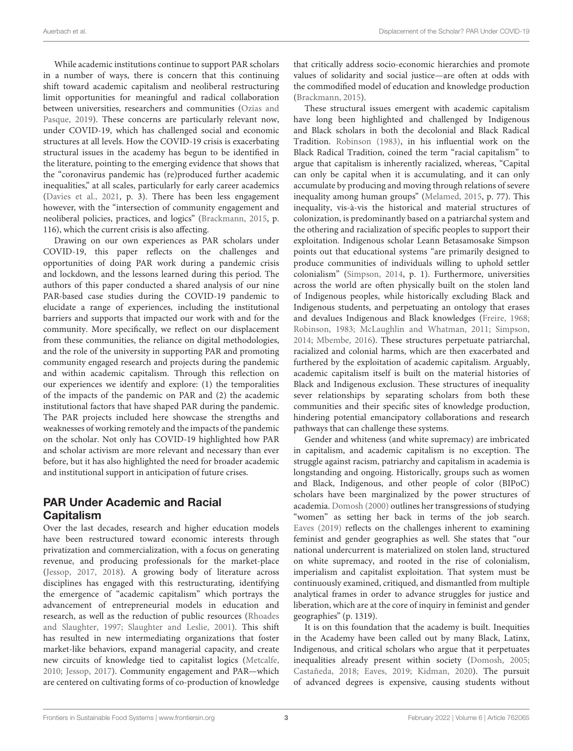While academic institutions continue to support PAR scholars in a number of ways, there is concern that this continuing shift toward academic capitalism and neoliberal restructuring limit opportunities for meaningful and radical collaboration between universities, researchers and communities (Ozias and Pasque, 2019). These concerns are particularly relevant now, under COVID-19, which has challenged social and economic structures at all levels. How the COVID-19 crisis is exacerbating structural issues in the academy has begun to be identified in the literature, pointing to the emerging evidence that shows that the "coronavirus pandemic has (re)produced further academic inequalities," at all scales, particularly for early career academics (Davies et al., 2021, p. 3). There has been less engagement however, with the "intersection of community engagement and neoliberal policies, practices, and logics" (Brackmann, 2015, p. 116), which the current crisis is also affecting.

Drawing on our own experiences as PAR scholars under COVID-19, this paper reflects on the challenges and opportunities of doing PAR work during a pandemic crisis and lockdown, and the lessons learned during this period. The authors of this paper conducted a shared analysis of our nine PAR-based case studies during the COVID-19 pandemic to elucidate a range of experiences, including the institutional barriers and supports that impacted our work with and for the community. More specifically, we reflect on our displacement from these communities, the reliance on digital methodologies, and the role of the university in supporting PAR and promoting community engaged research and projects during the pandemic and within academic capitalism. Through this reflection on our experiences we identify and explore: (1) the temporalities of the impacts of the pandemic on PAR and (2) the academic institutional factors that have shaped PAR during the pandemic. The PAR projects included here showcase the strengths and weaknesses of working remotely and the impacts of the pandemic on the scholar. Not only has COVID-19 highlighted how PAR and scholar activism are more relevant and necessary than ever before, but it has also highlighted the need for broader academic and institutional support in anticipation of future crises.

## PAR Under Academic and Racial Capitalism

Over the last decades, research and higher education models have been restructured toward economic interests through privatization and commercialization, with a focus on generating revenue, and producing professionals for the market-place (Jessop, 2017, 2018). A growing body of literature across disciplines has engaged with this restructurating, identifying the emergence of "academic capitalism" which portrays the advancement of entrepreneurial models in education and research, as well as the reduction of public resources (Rhoades and Slaughter, 1997; Slaughter and Leslie, 2001). This shift has resulted in new intermediating organizations that foster market-like behaviors, expand managerial capacity, and create new circuits of knowledge tied to capitalist logics (Metcalfe, 2010; Jessop, 2017). Community engagement and PAR—which are centered on cultivating forms of co-production of knowledge that critically address socio-economic hierarchies and promote values of solidarity and social justice—are often at odds with the commodified model of education and knowledge production (Brackmann, 2015).

These structural issues emergent with academic capitalism have long been highlighted and challenged by Indigenous and Black scholars in both the decolonial and Black Radical Tradition. Robinson (1983), in his influential work on the Black Radical Tradition, coined the term "racial capitalism" to argue that capitalism is inherently racialized, whereas, "Capital can only be capital when it is accumulating, and it can only accumulate by producing and moving through relations of severe inequality among human groups" (Melamed, 2015, p. 77). This inequality, vis-à-vis the historical and material structures of colonization, is predominantly based on a patriarchal system and the othering and racialization of specific peoples to support their exploitation. Indigenous scholar Leann Betasamosake Simpson points out that educational systems "are primarily designed to produce communities of individuals willing to uphold settler colonialism" (Simpson, 2014, p. 1). Furthermore, universities across the world are often physically built on the stolen land of Indigenous peoples, while historically excluding Black and Indigenous students, and perpetuating an ontology that erases and devalues Indigenous and Black knowledges (Freire, 1968; Robinson, 1983; McLaughlin and Whatman, 2011; Simpson, 2014; Mbembe, 2016). These structures perpetuate patriarchal, racialized and colonial harms, which are then exacerbated and furthered by the exploitation of academic capitalism. Arguably, academic capitalism itself is built on the material histories of Black and Indigenous exclusion. These structures of inequality sever relationships by separating scholars from both these communities and their specific sites of knowledge production, hindering potential emancipatory collaborations and research pathways that can challenge these systems.

Gender and whiteness (and white supremacy) are imbricated in capitalism, and academic capitalism is no exception. The struggle against racism, patriarchy and capitalism in academia is longstanding and ongoing. Historically, groups such as women and Black, Indigenous, and other people of color (BIPoC) scholars have been marginalized by the power structures of academia. Domosh (2000) outlines her transgressions of studying "women" as setting her back in terms of the job search. Eaves (2019) reflects on the challenges inherent to examining feminist and gender geographies as well. She states that "our national undercurrent is materialized on stolen land, structured on white supremacy, and rooted in the rise of colonialism, imperialism and capitalist exploitation. That system must be continuously examined, critiqued, and dismantled from multiple analytical frames in order to advance struggles for justice and liberation, which are at the core of inquiry in feminist and gender geographies" (p. 1319).

It is on this foundation that the academy is built. Inequities in the Academy have been called out by many Black, Latinx, Indigenous, and critical scholars who argue that it perpetuates inequalities already present within society (Domosh, 2005; Castañeda, 2018; Eaves, 2019; Kidman, 2020). The pursuit of advanced degrees is expensive, causing students without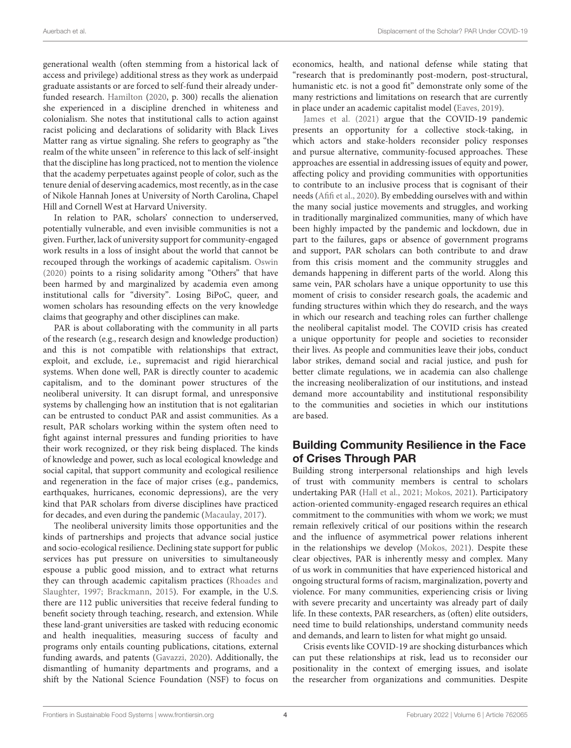generational wealth (often stemming from a historical lack of access and privilege) additional stress as they work as underpaid graduate assistants or are forced to self-fund their already underfunded research. Hamilton (2020, p. 300) recalls the alienation she experienced in a discipline drenched in whiteness and colonialism. She notes that institutional calls to action against racist policing and declarations of solidarity with Black Lives Matter rang as virtue signaling. She refers to geography as "the realm of the white unseen" in reference to this lack of self-insight that the discipline has long practiced, not to mention the violence that the academy perpetuates against people of color, such as the tenure denial of deserving academics, most recently, as in the case of Nikole Hannah Jones at University of North Carolina, Chapel Hill and Cornell West at Harvard University.

In relation to PAR, scholars' connection to underserved, potentially vulnerable, and even invisible communities is not a given. Further, lack of university support for community-engaged work results in a loss of insight about the world that cannot be recouped through the workings of academic capitalism. Oswin (2020) points to a rising solidarity among "Others" that have been harmed by and marginalized by academia even among institutional calls for "diversity". Losing BiPoC, queer, and women scholars has resounding effects on the very knowledge claims that geography and other disciplines can make.

PAR is about collaborating with the community in all parts of the research (e.g., research design and knowledge production) and this is not compatible with relationships that extract, exploit, and exclude, i.e., supremacist and rigid hierarchical systems. When done well, PAR is directly counter to academic capitalism, and to the dominant power structures of the neoliberal university. It can disrupt formal, and unresponsive systems by challenging how an institution that is not egalitarian can be entrusted to conduct PAR and assist communities. As a result, PAR scholars working within the system often need to fight against internal pressures and funding priorities to have their work recognized, or they risk being displaced. The kinds of knowledge and power, such as local ecological knowledge and social capital, that support community and ecological resilience and regeneration in the face of major crises (e.g., pandemics, earthquakes, hurricanes, economic depressions), are the very kind that PAR scholars from diverse disciplines have practiced for decades, and even during the pandemic (Macaulay, 2017).

The neoliberal university limits those opportunities and the kinds of partnerships and projects that advance social justice and socio-ecological resilience. Declining state support for public services has put pressure on universities to simultaneously espouse a public good mission, and to extract what returns they can through academic capitalism practices (Rhoades and Slaughter, 1997; Brackmann, 2015). For example, in the U.S. there are 112 public universities that receive federal funding to benefit society through teaching, research, and extension. While these land-grant universities are tasked with reducing economic and health inequalities, measuring success of faculty and programs only entails counting publications, citations, external funding awards, and patents (Gavazzi, 2020). Additionally, the dismantling of humanity departments and programs, and a shift by the National Science Foundation (NSF) to focus on economics, health, and national defense while stating that "research that is predominantly post-modern, post-structural, humanistic etc. is not a good fit" demonstrate only some of the many restrictions and limitations on research that are currently in place under an academic capitalist model (Eaves, 2019).

James et al. (2021) argue that the COVID-19 pandemic presents an opportunity for a collective stock-taking, in which actors and stake-holders reconsider policy responses and pursue alternative, community-focused approaches. These approaches are essential in addressing issues of equity and power, affecting policy and providing communities with opportunities to contribute to an inclusive process that is cognisant of their needs (Afifi et al., 2020). By embedding ourselves with and within the many social justice movements and struggles, and working in traditionally marginalized communities, many of which have been highly impacted by the pandemic and lockdown, due in part to the failures, gaps or absence of government programs and support, PAR scholars can both contribute to and draw from this crisis moment and the community struggles and demands happening in different parts of the world. Along this same vein, PAR scholars have a unique opportunity to use this moment of crisis to consider research goals, the academic and funding structures within which they do research, and the ways in which our research and teaching roles can further challenge the neoliberal capitalist model. The COVID crisis has created a unique opportunity for people and societies to reconsider their lives. As people and communities leave their jobs, conduct labor strikes, demand social and racial justice, and push for better climate regulations, we in academia can also challenge the increasing neoliberalization of our institutions, and instead demand more accountability and institutional responsibility to the communities and societies in which our institutions are based.

## Building Community Resilience in the Face of Crises Through PAR

Building strong interpersonal relationships and high levels of trust with community members is central to scholars undertaking PAR (Hall et al., 2021; Mokos, 2021). Participatory action-oriented community-engaged research requires an ethical commitment to the communities with whom we work; we must remain reflexively critical of our positions within the research and the influence of asymmetrical power relations inherent in the relationships we develop (Mokos, 2021). Despite these clear objectives, PAR is inherently messy and complex. Many of us work in communities that have experienced historical and ongoing structural forms of racism, marginalization, poverty and violence. For many communities, experiencing crisis or living with severe precarity and uncertainty was already part of daily life. In these contexts, PAR researchers, as (often) elite outsiders, need time to build relationships, understand community needs and demands, and learn to listen for what might go unsaid.

Crisis events like COVID-19 are shocking disturbances which can put these relationships at risk, lead us to reconsider our positionality in the context of emerging issues, and isolate the researcher from organizations and communities. Despite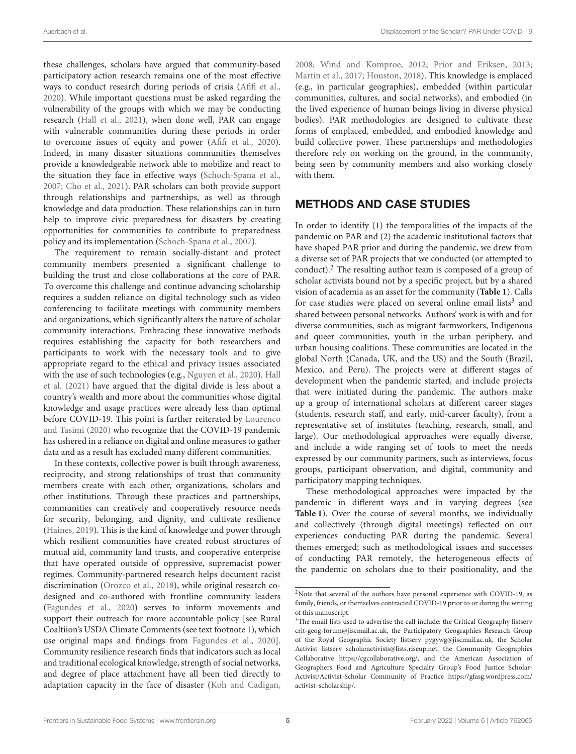these challenges, scholars have argued that community-based participatory action research remains one of the most effective ways to conduct research during periods of crisis (Afifi et al., 2020). While important questions must be asked regarding the vulnerability of the groups with which we may be conducting research (Hall et al., 2021), when done well, PAR can engage with vulnerable communities during these periods in order to overcome issues of equity and power (Afifi et al., 2020). Indeed, in many disaster situations communities themselves provide a knowledgeable network able to mobilize and react to the situation they face in effective ways (Schoch-Spana et al., 2007; Cho et al., 2021). PAR scholars can both provide support through relationships and partnerships, as well as through knowledge and data production. These relationships can in turn help to improve civic preparedness for disasters by creating opportunities for communities to contribute to preparedness policy and its implementation (Schoch-Spana et al., 2007).

The requirement to remain socially-distant and protect community members presented a significant challenge to building the trust and close collaborations at the core of PAR. To overcome this challenge and continue advancing scholarship requires a sudden reliance on digital technology such as video conferencing to facilitate meetings with community members and organizations, which significantly alters the nature of scholar community interactions. Embracing these innovative methods requires establishing the capacity for both researchers and participants to work with the necessary tools and to give appropriate regard to the ethical and privacy issues associated with the use of such technologies (e.g., Nguyen et al., 2020). Hall et al. (2021) have argued that the digital divide is less about a country's wealth and more about the communities whose digital knowledge and usage practices were already less than optimal before COVID-19. This point is further reiterated by Lourenco and Tasimi (2020) who recognize that the COVID-19 pandemic has ushered in a reliance on digital and online measures to gather data and as a result has excluded many different communities.

In these contexts, collective power is built through awareness, reciprocity, and strong relationships of trust that community members create with each other, organizations, scholars and other institutions. Through these practices and partnerships, communities can creatively and cooperatively resource needs for security, belonging, and dignity, and cultivate resilience (Haines, 2019). This is the kind of knowledge and power through which resilient communities have created robust structures of mutual aid, community land trusts, and cooperative enterprise that have operated outside of oppressive, supremacist power regimes. Community-partnered research helps document racist discrimination (Orozco et al., 2018), while original research co-designed and co-authored with frontline community leaders (Fagundes et al., 2020) serves to inform movements and support their outreach for more accountable policy [see Rural Coaltiion's USDA Climate Comments (see text footnote 1), which use original maps and findings from Fagundes et al., 2020]. Community resilience research finds that indicators such as local and traditional ecological knowledge, strength of social networks, and degree of place attachment have all been tied directly to adaptation capacity in the face of disaster (Koh and Cadigan, 2008; Wind and Komproe, 2012; Prior and Eriksen, 2013; Martin et al., 2017; Houston, 2018). This knowledge is emplaced (e.g., in particular geographies), embedded (within particular communities, cultures, and social networks), and embodied (in the lived experience of human beings living in diverse physical bodies). PAR methodologies are designed to cultivate these forms of emplaced, embedded, and embodied knowledge and build collective power. These partnerships and methodologies therefore rely on working on the ground, in the community, being seen by community members and also working closely with them.

## METHODS AND CASE STUDIES

In order to identify (1) the temporalities of the impacts of the pandemic on PAR and (2) the academic institutional factors that have shaped PAR prior and during the pandemic, we drew from a diverse set of PAR projects that we conducted (or attempted to conduct).[2] The resulting author team is composed of a group of scholar activists bound not by a specific project, but by a shared vision of academia as an asset for the community (**Table 1**). Calls for case studies were placed on several online email lists[3] and shared between personal networks. Authors' work is with and for diverse communities, such as migrant farmworkers, Indigenous and queer communities, youth in the urban periphery, and urban housing coalitions. These communities are located in the global North (Canada, UK, and the US) and the South (Brazil, Mexico, and Peru). The projects were at different stages of development when the pandemic started, and include projects that were initiated during the pandemic. The authors make up a group of international scholars at different career stages (students, research staff, and early, mid-career faculty), from a representative set of institutes (teaching, research, small, and large). Our methodological approaches were equally diverse, and include a wide ranging set of tools to meet the needs expressed by our community partners, such as interviews, focus groups, participant observation, and digital, community and participatory mapping techniques.

These methodological approaches were impacted by the pandemic in different ways and in varying degrees (see **Table 1**). Over the course of several months, we individually and collectively (through digital meetings) reflected on our experiences conducting PAR during the pandemic. Several themes emerged; such as methodological issues and successes of conducting PAR remotely, the heterogeneous effects of the pandemic on scholars due to their positionality, and the

[2]Note that several of the authors have personal experience with COVID-19, as family, friends, or themselves contracted COVID-19 prior to or during the writing of this manuscript.

[3]The email lists used to advertise the call include: the Critical Geography listserv crit-geog-forum@jiscmail.ac.uk, the Participatory Geographies Research Group of the Royal Geographic Society listserv pygywg@jiscmail.ac.uk, the Scholar Activist listserv scholaractivists@lists.riseup.net, the Community Geographies Collaborative https://cgcollaborative.org/, and the American Association of Geographers Food and Agriculture Specialty Group's Food Justice Scholar-Activist/Activist-Scholar Community of Practice https://gfasg.wordpress.com/activist-scholarship/.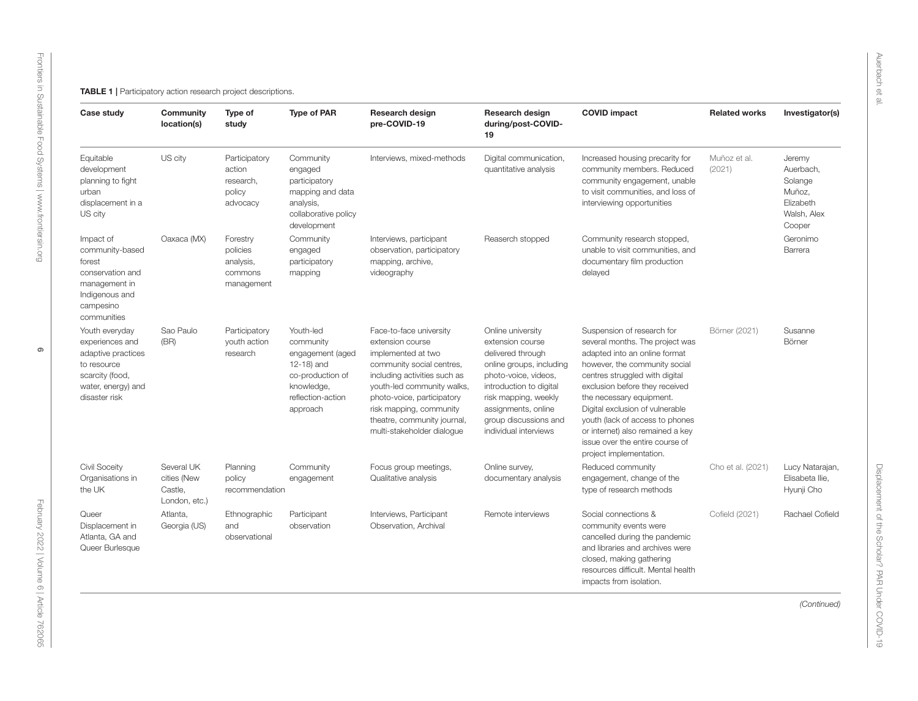**TABLE 1 |** Participatory action research project descriptions.

| Case study | Community location(s) | Type of study | Type of PAR | Research design pre-COVID-19 | Research design during/post-COVID-19 | COVID impact | Related works | Investigator(s) |
|---|---|---|---|---|---|---|---|---|
| Equitable development planning to fight urban displacement in a US city | US city | Participatory action research, policy advocacy | Community engaged participatory mapping and data analysis, collaborative policy development | Interviews, mixed-methods | Digital communication, quantitative analysis | Increased housing precarity for community members. Reduced community engagement, unable to visit communities, and loss of interviewing opportunities | Muñoz et al. (2021) | Jeremy Auerbach, Solange Muñoz, Elizabeth Walsh, Alex Cooper |
| Impact of community-based forest conservation and management in Indigenous and campesino communities | Oaxaca (MX) | Forestry policies analysis, commons management | Community engaged participatory mapping | Interviews, participant observation, participatory mapping, archive, videography | Reaserch stopped | Community research stopped, unable to visit communities, and documentary film production delayed | | Geronimo Barrera |
| Youth everyday experiences and adaptive practices to resource scarcity (food, water, energy) and disaster risk | Sao Paulo (BR) | Participatory youth action research | Youth-led community engagement (aged 12-18) and co-production of knowledge, reflection-action approach | Face-to-face university extension course implemented at two community social centres, including activities such as youth-led community walks, photo-voice, participatory risk mapping, community theatre, community journal, multi-stakeholder dialogue | Online university extension course delivered through online groups, including photo-voice, videos, introduction to digital risk mapping, weekly assignments, online group discussions and individual interviews | Suspension of research for several months. The project was adapted into an online format however, the community social centres struggled with digital exclusion before they received the necessary equipment. Digital exclusion of vulnerable youth (lack of access to phones or internet) also remained a key issue over the entire course of project implementation. | Börner (2021) | Susanne Börner |
| Civil Soceity Organisations in the UK | Several UK cities (New Castle, London, etc.) | Planning policy recommendation | Community engagement | Focus group meetings, Qualitative analysis | Online survey, documentary analysis | Reduced community engagement, change of the type of research methods | Cho et al. (2021) | Lucy Natarajan, Elisabeta Ilie, Hyunji Cho |
| Queer Displacement in Atlanta, GA and Queer Burlesque | Atlanta, Georgia (US) | Ethnographic and observational | Participant observation | Interviews, Participant Observation, Archival | Remote interviews | Social connections & community events were cancelled during the pandemic and libraries and archives were closed, making gathering resources difficult. Mental health impacts from isolation. | Cofield (2021) | Rachael Cofield |

*(Continued)*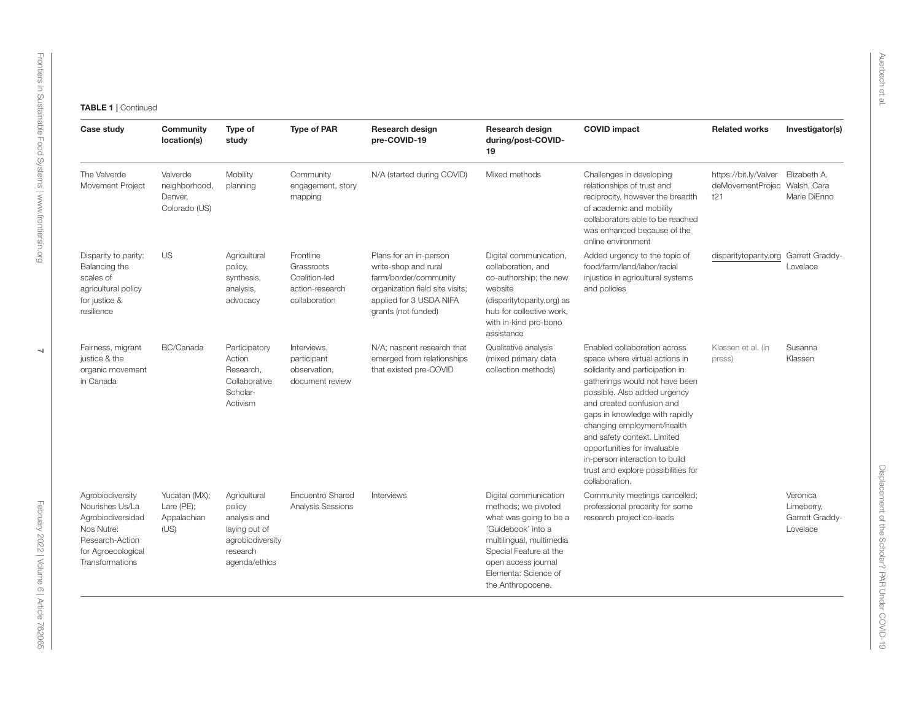**TABLE 1 |** Continued

| Case study | Community location(s) | Type of study | Type of PAR | Research design pre-COVID-19 | Research design during/post-COVID-19 | COVID impact | Related works | Investigator(s) |
|---|---|---|---|---|---|---|---|---|
| The Valverde Movement Project | Valverde neighborhood, Denver, Colorado (US) | Mobility planning | Community engagement, story mapping | N/A (started during COVID) | Mixed methods | Challenges in developing relationships of trust and reciprocity, however the breadth of academic and mobility collaborators able to be reached was enhanced because of the online environment | https://bit.ly/ValverdeMovementProject21 | Elizabeth A. Walsh, Cara Marie DiEnno |
| Disparity to parity: Balancing the scales of agricultural policy for justice & resilience | US | Agricultural policy, synthesis, analysis, advocacy | Frontline Grassroots Coalition-led action-research collaboration | Plans for an in-person write-shop and rural farm/border/community organization field site visits; applied for 3 USDA NIFA grants (not funded) | Digital communication, collaboration, and co-authorship; the new website (disparitytoparity.org) as hub for collective work, with in-kind pro-bono assistance | Added urgency to the topic of food/farm/land/labor/racial injustice in agricultural systems and policies | disparitytoparity.org | Garrett Graddy-Lovelace |
| Fairness, migrant justice & the organic movement in Canada | BC/Canada | Participatory Action Research, Collaborative Scholar-Activism | Interviews, participant observation, document review | N/A; nascent research that emerged from relationships that existed pre-COVID | Qualitative analysis (mixed primary data collection methods) | Enabled collaboration across space where virtual actions in solidarity and participation in gatherings would not have been possible. Also added urgency and created confusion and gaps in knowledge with rapidly changing employment/health and safety context. Limited opportunities for invaluable in-person interaction to build trust and explore possibilities for collaboration. | Klassen et al. (in press) | Susanna Klassen |
| Agrobiodiversity Nourishes Us/La Agrobiodiversidad Nos Nutre: Research-Action for Agroecological Transformations | Yucatan (MX); Lare (PE); Appalachian (US) | Agricultural policy analysis and laying out of agrobiodiversity research agenda/ethics | Encuentro Shared Analysis Sessions | Interviews | Digital communication methods; we pivoted what was going to be a 'Guidebook' into a multilingual, multimedia Special Feature at the open access journal Elementa: Science of the Anthropocene. | Community meetings cancelled; professional precarity for some research project co-leads | | Veronica Limeberry, Garrett Graddy-Lovelace |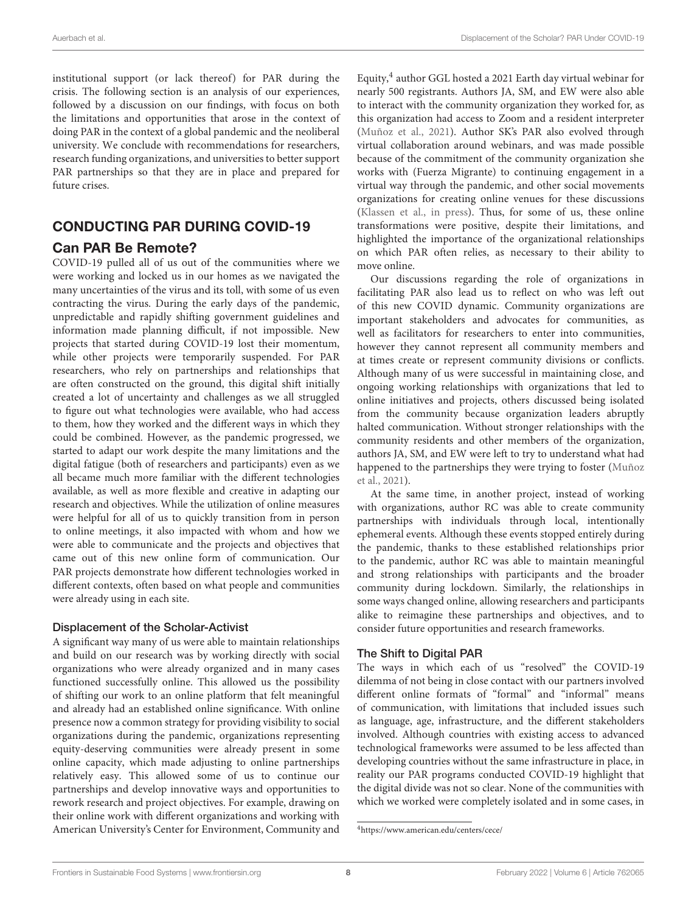institutional support (or lack thereof) for PAR during the crisis. The following section is an analysis of our experiences, followed by a discussion on our findings, with focus on both the limitations and opportunities that arose in the context of doing PAR in the context of a global pandemic and the neoliberal university. We conclude with recommendations for researchers, research funding organizations, and universities to better support PAR partnerships so that they are in place and prepared for future crises.

## CONDUCTING PAR DURING COVID-19

### Can PAR Be Remote?

COVID-19 pulled all of us out of the communities where we were working and locked us in our homes as we navigated the many uncertainties of the virus and its toll, with some of us even contracting the virus. During the early days of the pandemic, unpredictable and rapidly shifting government guidelines and information made planning difficult, if not impossible. New projects that started during COVID-19 lost their momentum, while other projects were temporarily suspended. For PAR researchers, who rely on partnerships and relationships that are often constructed on the ground, this digital shift initially created a lot of uncertainty and challenges as we all struggled to figure out what technologies were available, who had access to them, how they worked and the different ways in which they could be combined. However, as the pandemic progressed, we started to adapt our work despite the many limitations and the digital fatigue (both of researchers and participants) even as we all became much more familiar with the different technologies available, as well as more flexible and creative in adapting our research and objectives. While the utilization of online measures were helpful for all of us to quickly transition from in person to online meetings, it also impacted with whom and how we were able to communicate and the projects and objectives that came out of this new online form of communication. Our PAR projects demonstrate how different technologies worked in different contexts, often based on what people and communities were already using in each site.

#### Displacement of the Scholar-Activist

A significant way many of us were able to maintain relationships and build on our research was by working directly with social organizations who were already organized and in many cases functioned successfully online. This allowed us the possibility of shifting our work to an online platform that felt meaningful and already had an established online significance. With online presence now a common strategy for providing visibility to social organizations during the pandemic, organizations representing equity-deserving communities were already present in some online capacity, which made adjusting to online partnerships relatively easy. This allowed some of us to continue our partnerships and develop innovative ways and opportunities to rework research and project objectives. For example, drawing on their online work with different organizations and working with American University's Center for Environment, Community and Equity,[4] author GGL hosted a 2021 Earth day virtual webinar for nearly 500 registrants. Authors JA, SM, and EW were also able to interact with the community organization they worked for, as this organization had access to Zoom and a resident interpreter (Muñoz et al., 2021). Author SK's PAR also evolved through virtual collaboration around webinars, and was made possible because of the commitment of the community organization she works with (Fuerza Migrante) to continuing engagement in a virtual way through the pandemic, and other social movements organizations for creating online venues for these discussions (Klassen et al., in press). Thus, for some of us, these online transformations were positive, despite their limitations, and highlighted the importance of the organizational relationships on which PAR often relies, as necessary to their ability to move online.

Our discussions regarding the role of organizations in facilitating PAR also lead us to reflect on who was left out of this new COVID dynamic. Community organizations are important stakeholders and advocates for communities, as well as facilitators for researchers to enter into communities, however they cannot represent all community members and at times create or represent community divisions or conflicts. Although many of us were successful in maintaining close, and ongoing working relationships with organizations that led to online initiatives and projects, others discussed being isolated from the community because organization leaders abruptly halted communication. Without stronger relationships with the community residents and other members of the organization, authors JA, SM, and EW were left to try to understand what had happened to the partnerships they were trying to foster (Muñoz et al., 2021).

At the same time, in another project, instead of working with organizations, author RC was able to create community partnerships with individuals through local, intentionally ephemeral events. Although these events stopped entirely during the pandemic, thanks to these established relationships prior to the pandemic, author RC was able to maintain meaningful and strong relationships with participants and the broader community during lockdown. Similarly, the relationships in some ways changed online, allowing researchers and participants alike to reimagine these partnerships and objectives, and to consider future opportunities and research frameworks.

#### The Shift to Digital PAR

The ways in which each of us "resolved" the COVID-19 dilemma of not being in close contact with our partners involved different online formats of "formal" and "informal" means of communication, with limitations that included issues such as language, age, infrastructure, and the different stakeholders involved. Although countries with existing access to advanced technological frameworks were assumed to be less affected than developing countries without the same infrastructure in place, in reality our PAR programs conducted COVID-19 highlight that the digital divide was not so clear. None of the communities with which we worked were completely isolated and in some cases, in

[4] https://www.american.edu/centers/cece/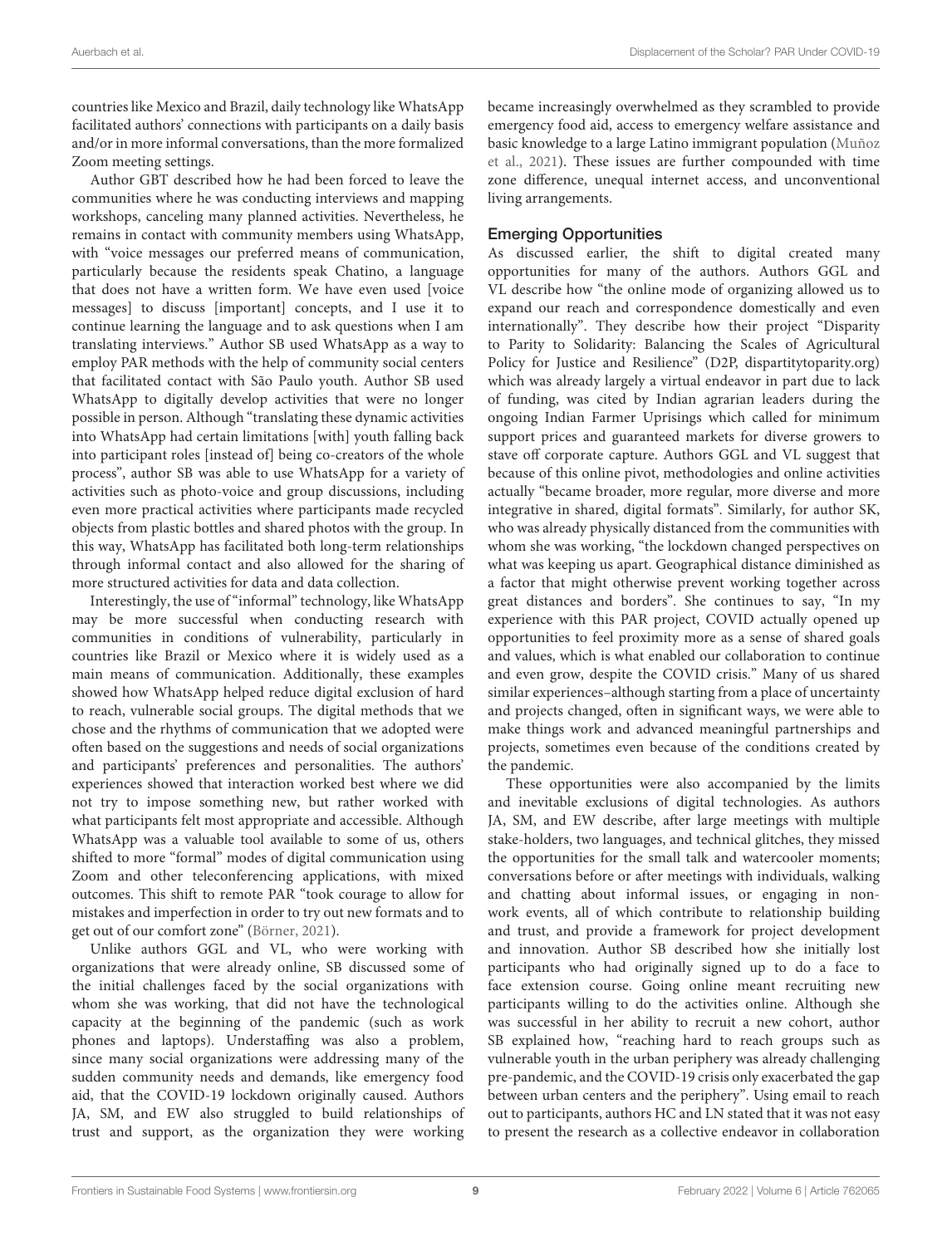countries like Mexico and Brazil, daily technology like WhatsApp facilitated authors' connections with participants on a daily basis and/or in more informal conversations, than the more formalized Zoom meeting settings.

Author GBT described how he had been forced to leave the communities where he was conducting interviews and mapping workshops, canceling many planned activities. Nevertheless, he remains in contact with community members using WhatsApp, with "voice messages our preferred means of communication, particularly because the residents speak Chatino, a language that does not have a written form. We have even used [voice messages] to discuss [important] concepts, and I use it to continue learning the language and to ask questions when I am translating interviews." Author SB used WhatsApp as a way to employ PAR methods with the help of community social centers that facilitated contact with São Paulo youth. Author SB used WhatsApp to digitally develop activities that were no longer possible in person. Although "translating these dynamic activities into WhatsApp had certain limitations [with] youth falling back into participant roles [instead of] being co-creators of the whole process", author SB was able to use WhatsApp for a variety of activities such as photo-voice and group discussions, including even more practical activities where participants made recycled objects from plastic bottles and shared photos with the group. In this way, WhatsApp has facilitated both long-term relationships through informal contact and also allowed for the sharing of more structured activities for data and data collection.

Interestingly, the use of "informal" technology, like WhatsApp may be more successful when conducting research with communities in conditions of vulnerability, particularly in countries like Brazil or Mexico where it is widely used as a main means of communication. Additionally, these examples showed how WhatsApp helped reduce digital exclusion of hard to reach, vulnerable social groups. The digital methods that we chose and the rhythms of communication that we adopted were often based on the suggestions and needs of social organizations and participants' preferences and personalities. The authors' experiences showed that interaction worked best where we did not try to impose something new, but rather worked with what participants felt most appropriate and accessible. Although WhatsApp was a valuable tool available to some of us, others shifted to more "formal" modes of digital communication using Zoom and other teleconferencing applications, with mixed outcomes. This shift to remote PAR "took courage to allow for mistakes and imperfection in order to try out new formats and to get out of our comfort zone" (Börner, 2021).

Unlike authors GGL and VL, who were working with organizations that were already online, SB discussed some of the initial challenges faced by the social organizations with whom she was working, that did not have the technological capacity at the beginning of the pandemic (such as work phones and laptops). Understaffing was also a problem, since many social organizations were addressing many of the sudden community needs and demands, like emergency food aid, that the COVID-19 lockdown originally caused. Authors JA, SM, and EW also struggled to build relationships of trust and support, as the organization they were working became increasingly overwhelmed as they scrambled to provide emergency food aid, access to emergency welfare assistance and basic knowledge to a large Latino immigrant population (Muñoz et al., 2021). These issues are further compounded with time zone difference, unequal internet access, and unconventional living arrangements.

### Emerging Opportunities

As discussed earlier, the shift to digital created many opportunities for many of the authors. Authors GGL and VL describe how "the online mode of organizing allowed us to expand our reach and correspondence domestically and even internationally". They describe how their project "Disparity to Parity to Solidarity: Balancing the Scales of Agricultural Policy for Justice and Resilience" (D2P, dispartitytoparity.org) which was already largely a virtual endeavor in part due to lack of funding, was cited by Indian agrarian leaders during the ongoing Indian Farmer Uprisings which called for minimum support prices and guaranteed markets for diverse growers to stave off corporate capture. Authors GGL and VL suggest that because of this online pivot, methodologies and online activities actually "became broader, more regular, more diverse and more integrative in shared, digital formats". Similarly, for author SK, who was already physically distanced from the communities with whom she was working, "the lockdown changed perspectives on what was keeping us apart. Geographical distance diminished as a factor that might otherwise prevent working together across great distances and borders". She continues to say, "In my experience with this PAR project, COVID actually opened up opportunities to feel proximity more as a sense of shared goals and values, which is what enabled our collaboration to continue and even grow, despite the COVID crisis." Many of us shared similar experiences–although starting from a place of uncertainty and projects changed, often in significant ways, we were able to make things work and advanced meaningful partnerships and projects, sometimes even because of the conditions created by the pandemic.

These opportunities were also accompanied by the limits and inevitable exclusions of digital technologies. As authors JA, SM, and EW describe, after large meetings with multiple stake-holders, two languages, and technical glitches, they missed the opportunities for the small talk and watercooler moments; conversations before or after meetings with individuals, walking and chatting about informal issues, or engaging in non-work events, all of which contribute to relationship building and trust, and provide a framework for project development and innovation. Author SB described how she initially lost participants who had originally signed up to do a face to face extension course. Going online meant recruiting new participants willing to do the activities online. Although she was successful in her ability to recruit a new cohort, author SB explained how, "reaching hard to reach groups such as vulnerable youth in the urban periphery was already challenging pre-pandemic, and the COVID-19 crisis only exacerbated the gap between urban centers and the periphery". Using email to reach out to participants, authors HC and LN stated that it was not easy to present the research as a collective endeavor in collaboration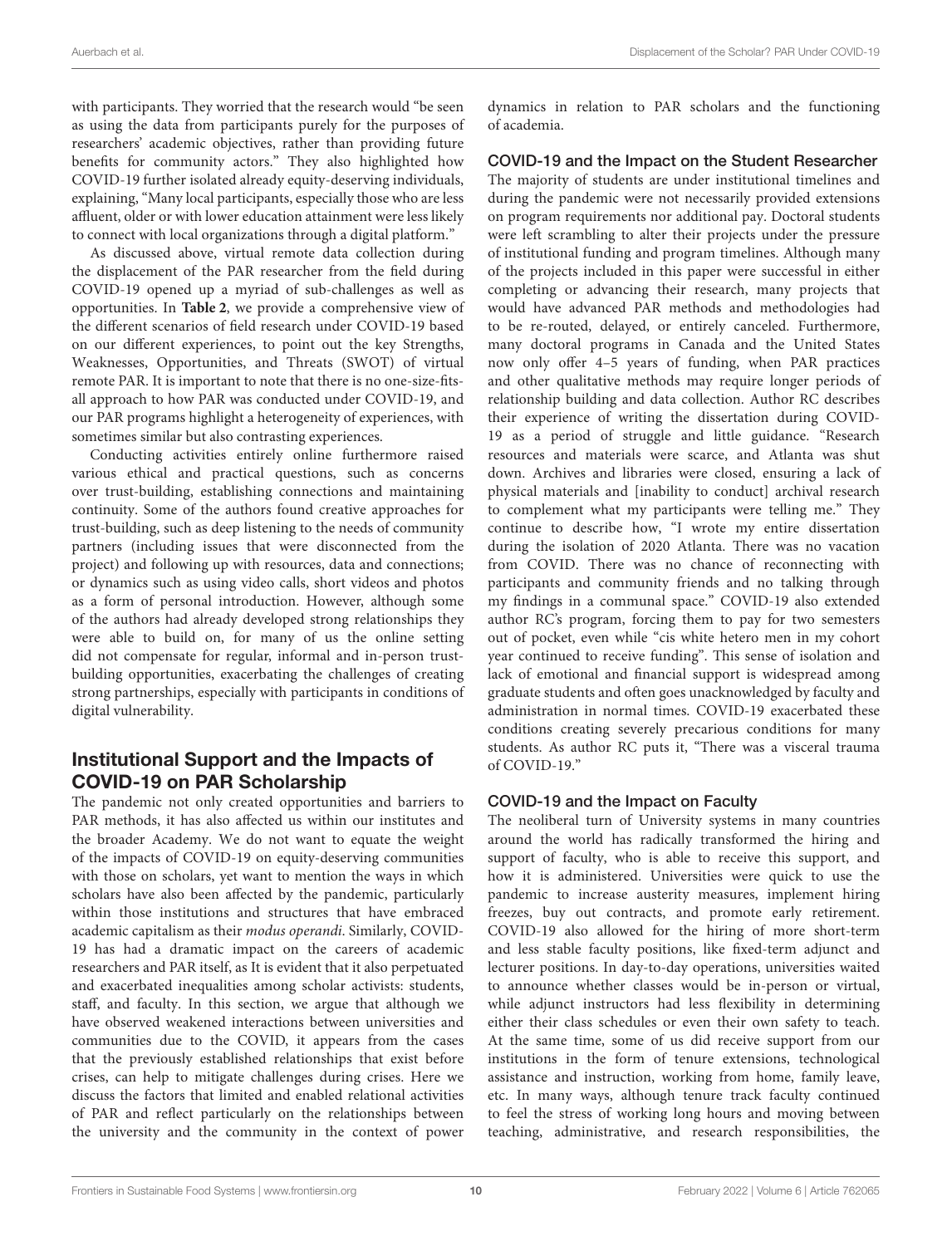with participants. They worried that the research would "be seen as using the data from participants purely for the purposes of researchers' academic objectives, rather than providing future benefits for community actors." They also highlighted how COVID-19 further isolated already equity-deserving individuals, explaining, "Many local participants, especially those who are less affluent, older or with lower education attainment were less likely to connect with local organizations through a digital platform."

As discussed above, virtual remote data collection during the displacement of the PAR researcher from the field during COVID-19 opened up a myriad of sub-challenges as well as opportunities. In **Table 2**, we provide a comprehensive view of the different scenarios of field research under COVID-19 based on our different experiences, to point out the key Strengths, Weaknesses, Opportunities, and Threats (SWOT) of virtual remote PAR. It is important to note that there is no one-size-fits-all approach to how PAR was conducted under COVID-19, and our PAR programs highlight a heterogeneity of experiences, with sometimes similar but also contrasting experiences.

Conducting activities entirely online furthermore raised various ethical and practical questions, such as concerns over trust-building, establishing connections and maintaining continuity. Some of the authors found creative approaches for trust-building, such as deep listening to the needs of community partners (including issues that were disconnected from the project) and following up with resources, data and connections; or dynamics such as using video calls, short videos and photos as a form of personal introduction. However, although some of the authors had already developed strong relationships they were able to build on, for many of us the online setting did not compensate for regular, informal and in-person trust-building opportunities, exacerbating the challenges of creating strong partnerships, especially with participants in conditions of digital vulnerability.

## Institutional Support and the Impacts of COVID-19 on PAR Scholarship

The pandemic not only created opportunities and barriers to PAR methods, it has also affected us within our institutes and the broader Academy. We do not want to equate the weight of the impacts of COVID-19 on equity-deserving communities with those on scholars, yet want to mention the ways in which scholars have also been affected by the pandemic, particularly within those institutions and structures that have embraced academic capitalism as their *modus operandi*. Similarly, COVID-19 has had a dramatic impact on the careers of academic researchers and PAR itself, as It is evident that it also perpetuated and exacerbated inequalities among scholar activists: students, staff, and faculty. In this section, we argue that although we have observed weakened interactions between universities and communities due to the COVID, it appears from the cases that the previously established relationships that exist before crises, can help to mitigate challenges during crises. Here we discuss the factors that limited and enabled relational activities of PAR and reflect particularly on the relationships between the university and the community in the context of power dynamics in relation to PAR scholars and the functioning of academia.

### COVID-19 and the Impact on the Student Researcher

The majority of students are under institutional timelines and during the pandemic were not necessarily provided extensions on program requirements nor additional pay. Doctoral students were left scrambling to alter their projects under the pressure of institutional funding and program timelines. Although many of the projects included in this paper were successful in either completing or advancing their research, many projects that would have advanced PAR methods and methodologies had to be re-routed, delayed, or entirely canceled. Furthermore, many doctoral programs in Canada and the United States now only offer 4–5 years of funding, when PAR practices and other qualitative methods may require longer periods of relationship building and data collection. Author RC describes their experience of writing the dissertation during COVID-19 as a period of struggle and little guidance. "Research resources and materials were scarce, and Atlanta was shut down. Archives and libraries were closed, ensuring a lack of physical materials and [inability to conduct] archival research to complement what my participants were telling me." They continue to describe how, "I wrote my entire dissertation during the isolation of 2020 Atlanta. There was no vacation from COVID. There was no chance of reconnecting with participants and community friends and no talking through my findings in a communal space." COVID-19 also extended author RC's program, forcing them to pay for two semesters out of pocket, even while "cis white hetero men in my cohort year continued to receive funding". This sense of isolation and lack of emotional and financial support is widespread among graduate students and often goes unacknowledged by faculty and administration in normal times. COVID-19 exacerbated these conditions creating severely precarious conditions for many students. As author RC puts it, "There was a visceral trauma of COVID-19."

### COVID-19 and the Impact on Faculty

The neoliberal turn of University systems in many countries around the world has radically transformed the hiring and support of faculty, who is able to receive this support, and how it is administered. Universities were quick to use the pandemic to increase austerity measures, implement hiring freezes, buy out contracts, and promote early retirement. COVID-19 also allowed for the hiring of more short-term and less stable faculty positions, like fixed-term adjunct and lecturer positions. In day-to-day operations, universities waited to announce whether classes would be in-person or virtual, while adjunct instructors had less flexibility in determining either their class schedules or even their own safety to teach. At the same time, some of us did receive support from our institutions in the form of tenure extensions, technological assistance and instruction, working from home, family leave, etc. In many ways, although tenure track faculty continued to feel the stress of working long hours and moving between teaching, administrative, and research responsibilities, the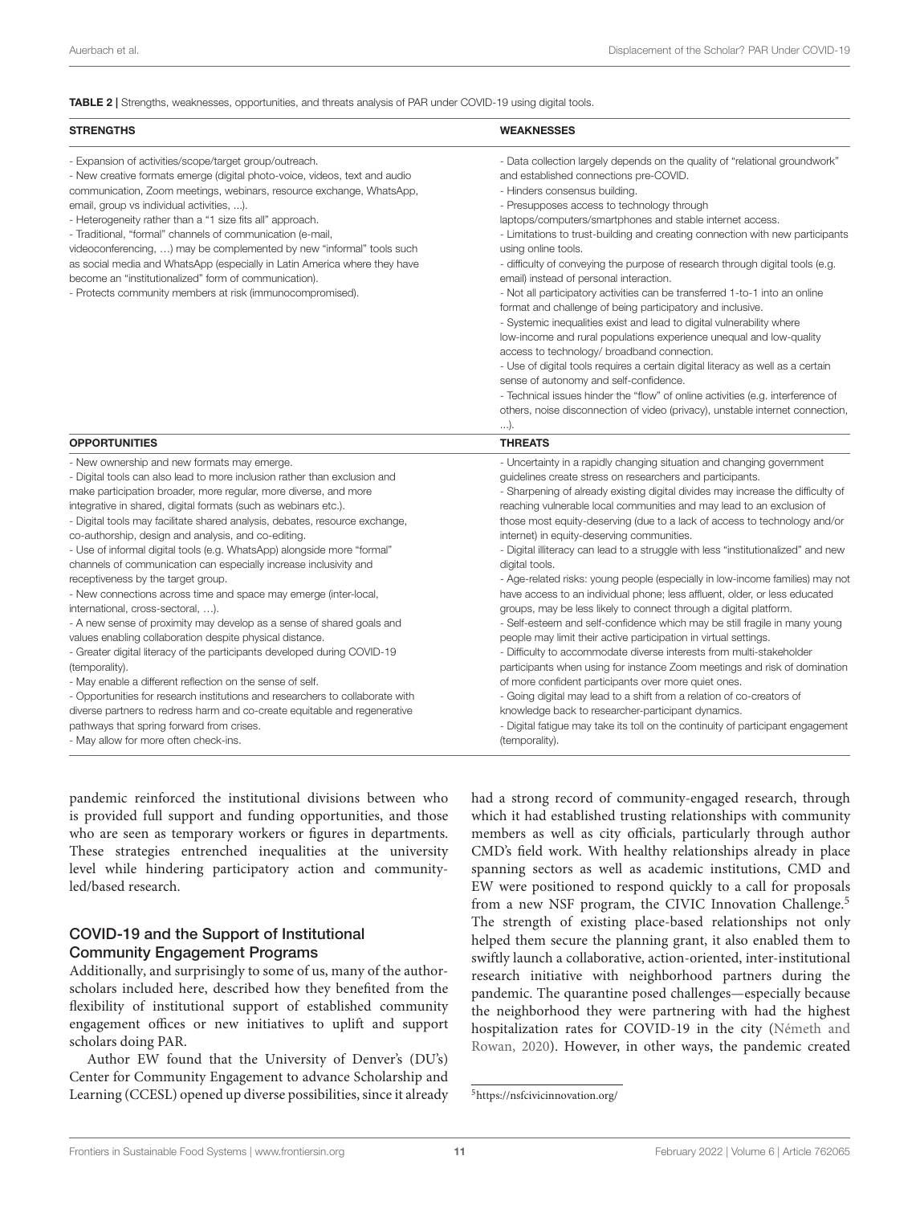**TABLE 2 |** Strengths, weaknesses, opportunities, and threats analysis of PAR under COVID-19 using digital tools.

| STRENGTHS | WEAKNESSES |
|---|---|
| - Expansion of activities/scope/target group/outreach.<br>- New creative formats emerge (digital photo-voice, videos, text and audio communication, Zoom meetings, webinars, resource exchange, WhatsApp, email, group vs individual activities, ...).<br>- Heterogeneity rather than a "1 size fits all" approach.<br>- Traditional, "formal" channels of communication (e-mail, videoconferencing, …) may be complemented by new "informal" tools such as social media and WhatsApp (especially in Latin America where they have become an "institutionalized" form of communication).<br>- Protects community members at risk (immunocompromised). | - Data collection largely depends on the quality of "relational groundwork" and established connections pre-COVID.<br>- Hinders consensus building.<br>- Presupposes access to technology through laptops/computers/smartphones and stable internet access.<br>- Limitations to trust-building and creating connection with new participants using online tools.<br>- difficulty of conveying the purpose of research through digital tools (e.g. email) instead of personal interaction.<br>- Not all participatory activities can be transferred 1-to-1 into an online format and challenge of being participatory and inclusive.<br>- Systemic inequalities exist and lead to digital vulnerability where low-income and rural populations experience unequal and low-quality access to technology/ broadband connection.<br>- Use of digital tools requires a certain digital literacy as well as a certain sense of autonomy and self-confidence.<br>- Technical issues hinder the "flow" of online activities (e.g. interference of others, noise disconnection of video (privacy), unstable internet connection, ...). |
| **OPPORTUNITIES** | **THREATS** |
| - New ownership and new formats may emerge.<br>- Digital tools can also lead to more inclusion rather than exclusion and make participation broader, more regular, more diverse, and more integrative in shared, digital formats (such as webinars etc.).<br>- Digital tools may facilitate shared analysis, debates, resource exchange, co-authorship, design and analysis, and co-editing.<br>- Use of informal digital tools (e.g. WhatsApp) alongside more "formal" channels of communication can especially increase inclusivity and receptiveness by the target group.<br>- New connections across time and space may emerge (inter-local, international, cross-sectoral, …).<br>- A new sense of proximity may develop as a sense of shared goals and values enabling collaboration despite physical distance.<br>- Greater digital literacy of the participants developed during COVID-19 (temporality).<br>- May enable a different reflection on the sense of self.<br>- Opportunities for research institutions and researchers to collaborate with diverse partners to redress harm and co-create equitable and regenerative pathways that spring forward from crises.<br>- May allow for more often check-ins. | - Uncertainty in a rapidly changing situation and changing government guidelines create stress on researchers and participants.<br>- Sharpening of already existing digital divides may increase the difficulty of reaching vulnerable local communities and may lead to an exclusion of those most equity-deserving (due to a lack of access to technology and/or internet) in equity-deserving communities.<br>- Digital illiteracy can lead to a struggle with less "institutionalized" and new digital tools.<br>- Age-related risks: young people (especially in low-income families) may not have access to an individual phone; less affluent, older, or less educated groups, may be less likely to connect through a digital platform.<br>- Self-esteem and self-confidence which may be still fragile in many young people may limit their active participation in virtual settings.<br>- Difficulty to accommodate diverse interests from multi-stakeholder participants when using for instance Zoom meetings and risk of domination of more confident participants over more quiet ones.<br>- Going digital may lead to a shift from a relation of co-creators of knowledge back to researcher-participant dynamics.<br>- Digital fatigue may take its toll on the continuity of participant engagement (temporality). |

pandemic reinforced the institutional divisions between who is provided full support and funding opportunities, and those who are seen as temporary workers or figures in departments. These strategies entrenched inequalities at the university level while hindering participatory action and community-led/based research.

### COVID-19 and the Support of Institutional Community Engagement Programs

Additionally, and surprisingly to some of us, many of the author-scholars included here, described how they benefited from the flexibility of institutional support of established community engagement offices or new initiatives to uplift and support scholars doing PAR.

Author EW found that the University of Denver's (DU's) Center for Community Engagement to advance Scholarship and Learning (CCESL) opened up diverse possibilities, since it already had a strong record of community-engaged research, through which it had established trusting relationships with community members as well as city officials, particularly through author CMD's field work. With healthy relationships already in place spanning sectors as well as academic institutions, CMD and EW were positioned to respond quickly to a call for proposals from a new NSF program, the CIVIC Innovation Challenge.[5] The strength of existing place-based relationships not only helped them secure the planning grant, it also enabled them to swiftly launch a collaborative, action-oriented, inter-institutional research initiative with neighborhood partners during the pandemic. The quarantine posed challenges—especially because the neighborhood they were partnering with had the highest hospitalization rates for COVID-19 in the city (Németh and Rowan, 2020). However, in other ways, the pandemic created

[5]https://nsfcivicinnovation.org/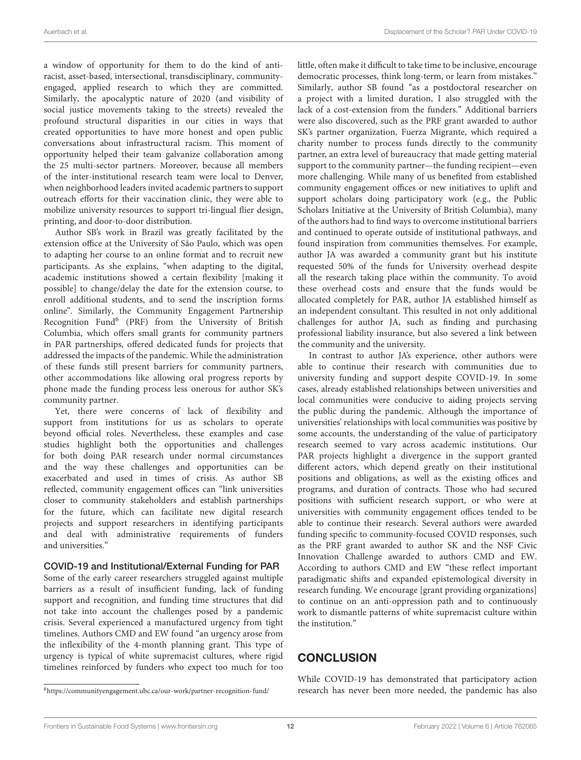a window of opportunity for them to do the kind of anti-racist, asset-based, intersectional, transdisciplinary, community-engaged, applied research to which they are committed. Similarly, the apocalyptic nature of 2020 (and visibility of social justice movements taking to the streets) revealed the profound structural disparities in our cities in ways that created opportunities to have more honest and open public conversations about infrastructural racism. This moment of opportunity helped their team galvanize collaboration among the 25 multi-sector partners. Moreover, because all members of the inter-institutional research team were local to Denver, when neighborhood leaders invited academic partners to support outreach efforts for their vaccination clinic, they were able to mobilize university resources to support tri-lingual flier design, printing, and door-to-door distribution.

Author SB's work in Brazil was greatly facilitated by the extension office at the University of São Paulo, which was open to adapting her course to an online format and to recruit new participants. As she explains, "when adapting to the digital, academic institutions showed a certain flexibility [making it possible] to change/delay the date for the extension course, to enroll additional students, and to send the inscription forms online". Similarly, the Community Engagement Partnership Recognition Fund[6] (PRF) from the University of British Columbia, which offers small grants for community partners in PAR partnerships, offered dedicated funds for projects that addressed the impacts of the pandemic. While the administration of these funds still present barriers for community partners, other accommodations like allowing oral progress reports by phone made the funding process less onerous for author SK's community partner.

Yet, there were concerns of lack of flexibility and support from institutions for us as scholars to operate beyond official roles. Nevertheless, these examples and case studies highlight both the opportunities and challenges for both doing PAR research under normal circumstances and the way these challenges and opportunities can be exacerbated and used in times of crisis. As author SB reflected, community engagement offices can "link universities closer to community stakeholders and establish partnerships for the future, which can facilitate new digital research projects and support researchers in identifying participants and deal with administrative requirements of funders and universities."

### COVID-19 and Institutional/External Funding for PAR

Some of the early career researchers struggled against multiple barriers as a result of insufficient funding, lack of funding support and recognition, and funding time structures that did not take into account the challenges posed by a pandemic crisis. Several experienced a manufactured urgency from tight timelines. Authors CMD and EW found "an urgency arose from the inflexibility of the 4-month planning grant. This type of urgency is typical of white supremacist cultures, where rigid timelines reinforced by funders who expect too much for too little, often make it difficult to take time to be inclusive, encourage democratic processes, think long-term, or learn from mistakes." Similarly, author SB found "as a postdoctoral researcher on a project with a limited duration, I also struggled with the lack of a cost-extension from the funders." Additional barriers were also discovered, such as the PRF grant awarded to author SK's partner organization, Fuerza Migrante, which required a charity number to process funds directly to the community partner, an extra level of bureaucracy that made getting material support to the community partner—the funding recipient—even more challenging. While many of us benefited from established community engagement offices or new initiatives to uplift and support scholars doing participatory work (e.g., the Public Scholars Initiative at the University of British Columbia), many of the authors had to find ways to overcome institutional barriers and continued to operate outside of institutional pathways, and found inspiration from communities themselves. For example, author JA was awarded a community grant but his institute requested 50% of the funds for University overhead despite all the research taking place within the community. To avoid these overhead costs and ensure that the funds would be allocated completely for PAR, author JA established himself as an independent consultant. This resulted in not only additional challenges for author JA, such as finding and purchasing professional liability insurance, but also severed a link between the community and the university.

In contrast to author JA's experience, other authors were able to continue their research with communities due to university funding and support despite COVID-19. In some cases, already established relationships between universities and local communities were conducive to aiding projects serving the public during the pandemic. Although the importance of universities' relationships with local communities was positive by some accounts, the understanding of the value of participatory research seemed to vary across academic institutions. Our PAR projects highlight a divergence in the support granted different actors, which depend greatly on their institutional positions and obligations, as well as the existing offices and programs, and duration of contracts. Those who had secured positions with sufficient research support, or who were at universities with community engagement offices tended to be able to continue their research. Several authors were awarded funding specific to community-focused COVID responses, such as the PRF grant awarded to author SK and the NSF Civic Innovation Challenge awarded to authors CMD and EW. According to authors CMD and EW "these reflect important paradigmatic shifts and expanded epistemological diversity in research funding. We encourage [grant providing organizations] to continue on an anti-oppression path and to continuously work to dismantle patterns of white supremacist culture within the institution."

## CONCLUSION

While COVID-19 has demonstrated that participatory action research has never been more needed, the pandemic has also

[6] https://communityengagement.ubc.ca/our-work/partner-recognition-fund/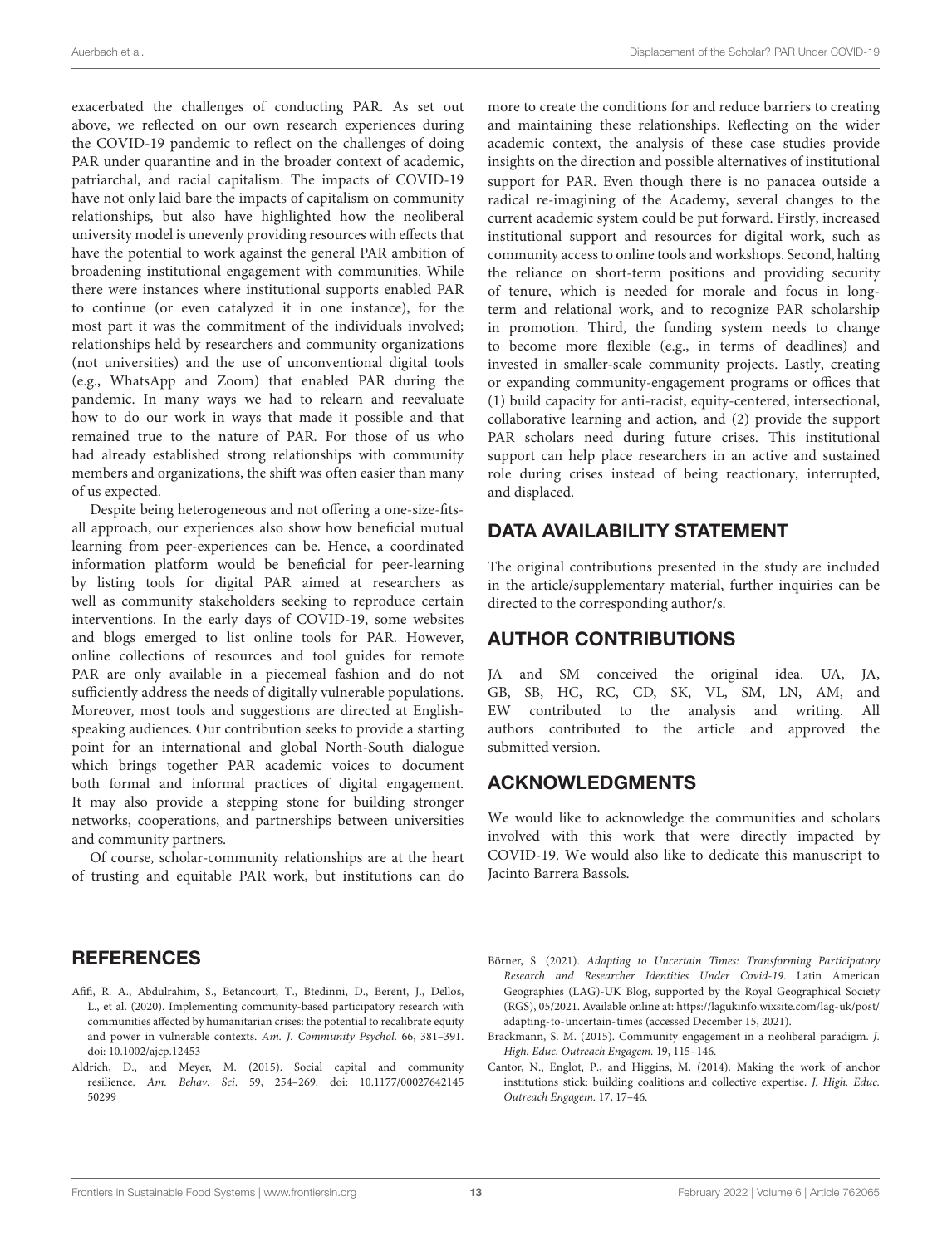exacerbated the challenges of conducting PAR. As set out above, we reflected on our own research experiences during the COVID-19 pandemic to reflect on the challenges of doing PAR under quarantine and in the broader context of academic, patriarchal, and racial capitalism. The impacts of COVID-19 have not only laid bare the impacts of capitalism on community relationships, but also have highlighted how the neoliberal university model is unevenly providing resources with effects that have the potential to work against the general PAR ambition of broadening institutional engagement with communities. While there were instances where institutional supports enabled PAR to continue (or even catalyzed it in one instance), for the most part it was the commitment of the individuals involved; relationships held by researchers and community organizations (not universities) and the use of unconventional digital tools (e.g., WhatsApp and Zoom) that enabled PAR during the pandemic. In many ways we had to relearn and reevaluate how to do our work in ways that made it possible and that remained true to the nature of PAR. For those of us who had already established strong relationships with community members and organizations, the shift was often easier than many of us expected.

Despite being heterogeneous and not offering a one-size-fits-all approach, our experiences also show how beneficial mutual learning from peer-experiences can be. Hence, a coordinated information platform would be beneficial for peer-learning by listing tools for digital PAR aimed at researchers as well as community stakeholders seeking to reproduce certain interventions. In the early days of COVID-19, some websites and blogs emerged to list online tools for PAR. However, online collections of resources and tool guides for remote PAR are only available in a piecemeal fashion and do not sufficiently address the needs of digitally vulnerable populations. Moreover, most tools and suggestions are directed at English-speaking audiences. Our contribution seeks to provide a starting point for an international and global North-South dialogue which brings together PAR academic voices to document both formal and informal practices of digital engagement. It may also provide a stepping stone for building stronger networks, cooperations, and partnerships between universities and community partners.

Of course, scholar-community relationships are at the heart of trusting and equitable PAR work, but institutions can do more to create the conditions for and reduce barriers to creating and maintaining these relationships. Reflecting on the wider academic context, the analysis of these case studies provide insights on the direction and possible alternatives of institutional support for PAR. Even though there is no panacea outside a radical re-imagining of the Academy, several changes to the current academic system could be put forward. Firstly, increased institutional support and resources for digital work, such as community access to online tools and workshops. Second, halting the reliance on short-term positions and providing security of tenure, which is needed for morale and focus in long-term and relational work, and to recognize PAR scholarship in promotion. Third, the funding system needs to change to become more flexible (e.g., in terms of deadlines) and invested in smaller-scale community projects. Lastly, creating or expanding community-engagement programs or offices that (1) build capacity for anti-racist, equity-centered, intersectional, collaborative learning and action, and (2) provide the support PAR scholars need during future crises. This institutional support can help place researchers in an active and sustained role during crises instead of being reactionary, interrupted, and displaced.

## DATA AVAILABILITY STATEMENT

The original contributions presented in the study are included in the article/supplementary material, further inquiries can be directed to the corresponding author/s.

## AUTHOR CONTRIBUTIONS

JA and SM conceived the original idea. UA, JA, GB, SB, HC, RC, CD, SK, VL, SM, LN, AM, and EW contributed to the analysis and writing. All authors contributed to the article and approved the submitted version.

## ACKNOWLEDGMENTS

We would like to acknowledge the communities and scholars involved with this work that were directly impacted by COVID-19. We would also like to dedicate this manuscript to Jacinto Barrera Bassols.

## REFERENCES

Afifi, R. A., Abdulrahim, S., Betancourt, T., Btedinni, D., Berent, J., Dellos, L., et al. (2020). Implementing community-based participatory research with communities affected by humanitarian crises: the potential to recalibrate equity and power in vulnerable contexts. *Am. J. Community Psychol.* 66, 381–391. doi: 10.1002/ajcp.12453

Aldrich, D., and Meyer, M. (2015). Social capital and community resilience. *Am. Behav. Sci.* 59, 254–269. doi: 10.1177/0002764214550299

Börner, S. (2021). *Adapting to Uncertain Times: Transforming Participatory Research and Researcher Identities Under Covid-19*. Latin American Geographies (LAG)-UK Blog, supported by the Royal Geographical Society (RGS), 05/2021. Available online at: https://lagukinfo.wixsite.com/lag-uk/post/adapting-to-uncertain-times (accessed December 15, 2021).

Brackmann, S. M. (2015). Community engagement in a neoliberal paradigm. *J. High. Educ. Outreach Engagem.* 19, 115–146.

Cantor, N., Englot, P., and Higgins, M. (2014). Making the work of anchor institutions stick: building coalitions and collective expertise. *J. High. Educ. Outreach Engagem.* 17, 17–46.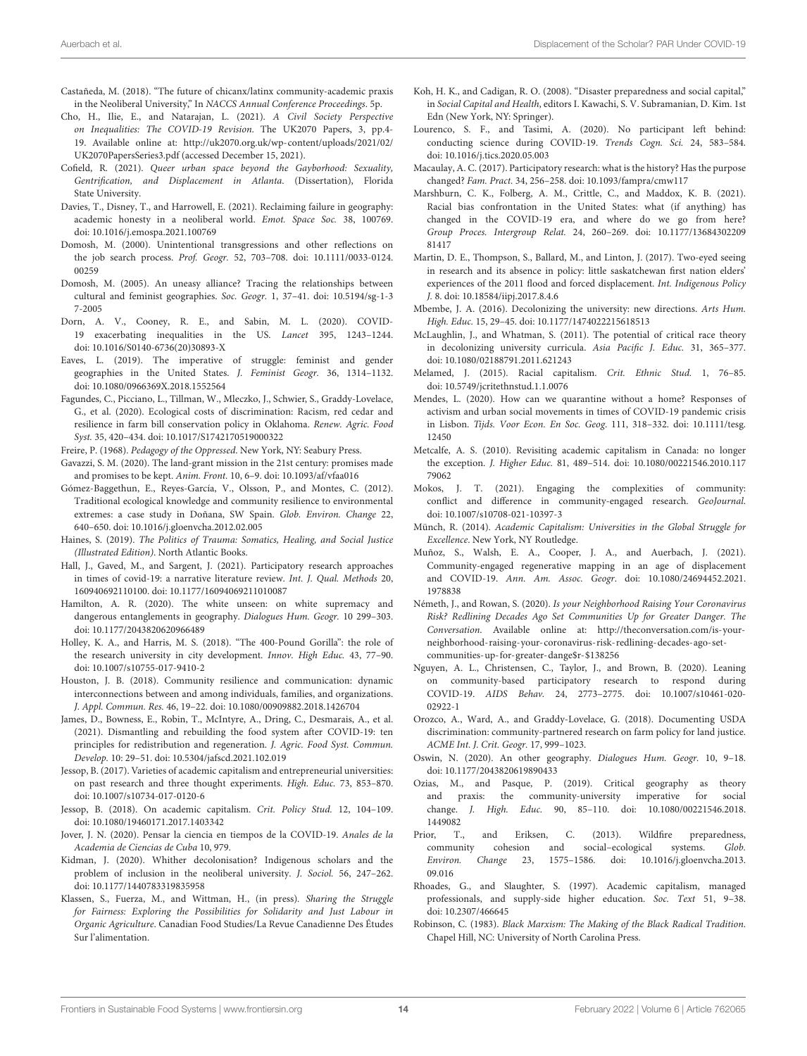Castañeda, M. (2018). "The future of chicanx/latinx community-academic praxis in the Neoliberal University," In *NACCS Annual Conference Proceedings*. 5p.

Cho, H., Ilie, E., and Natarajan, L. (2021). *A Civil Society Perspective on Inequalities: The COVID-19 Revision*. The UK2070 Papers, 3, pp.4-19. Available online at: http://uk2070.org.uk/wp-content/uploads/2021/02/UK2070PapersSeries3.pdf (accessed December 15, 2021).

Cofield, R. (2021). *Queer urban space beyond the Gayborhood: Sexuality, Gentrification, and Displacement in Atlanta*. (Dissertation), Florida State University.

Davies, T., Disney, T., and Harrowell, E. (2021). Reclaiming failure in geography: academic honesty in a neoliberal world. *Emot. Space Soc.* 38, 100769. doi: 10.1016/j.emospa.2021.100769

Domosh, M. (2000). Unintentional transgressions and other reflections on the job search process. *Prof. Geogr.* 52, 703–708. doi: 10.1111/0033-0124.00259

Domosh, M. (2005). An uneasy alliance? Tracing the relationships between cultural and feminist geographies. *Soc. Geogr.* 1, 37–41. doi: 10.5194/sg-1-37-2005

Dorn, A. V., Cooney, R. E., and Sabin, M. L. (2020). COVID-19 exacerbating inequalities in the US. *Lancet* 395, 1243–1244. doi: 10.1016/S0140-6736(20)30893-X

Eaves, L. (2019). The imperative of struggle: feminist and gender geographies in the United States. *J. Feminist Geogr.* 36, 1314–1132. doi: 10.1080/0966369X.2018.1552564

Fagundes, C., Picciano, L., Tillman, W., Mleczko, J., Schwier, S., Graddy-Lovelace, G., et al. (2020). Ecological costs of discrimination: Racism, red cedar and resilience in farm bill conservation policy in Oklahoma. *Renew. Agric. Food Syst.* 35, 420–434. doi: 10.1017/S1742170519000322

Freire, P. (1968). *Pedagogy of the Oppressed*. New York, NY: Seabury Press.

Gavazzi, S. M. (2020). The land-grant mission in the 21st century: promises made and promises to be kept. *Anim. Front.* 10, 6–9. doi: 10.1093/af/vfaa016

Gómez-Baggethun, E., Reyes-García, V., Olsson, P., and Montes, C. (2012). Traditional ecological knowledge and community resilience to environmental extremes: a case study in Doñana, SW Spain. *Glob. Environ. Change* 22, 640–650. doi: 10.1016/j.gloenvcha.2012.02.005

Haines, S. (2019). *The Politics of Trauma: Somatics, Healing, and Social Justice (Illustrated Edition)*. North Atlantic Books.

Hall, J., Gaved, M., and Sargent, J. (2021). Participatory research approaches in times of covid-19: a narrative literature review. *Int. J. Qual. Methods* 20, 160940692110100. doi: 10.1177/16094069211010087

Hamilton, A. R. (2020). The white unseen: on white supremacy and dangerous entanglements in geography. *Dialogues Hum. Geogr.* 10 299–303. doi: 10.1177/2043820620966489

Holley, K. A., and Harris, M. S. (2018). "The 400-Pound Gorilla": the role of the research university in city development. *Innov. High Educ.* 43, 77–90. doi: 10.1007/s10755-017-9410-2

Houston, J. B. (2018). Community resilience and communication: dynamic interconnections between and among individuals, families, and organizations. *J. Appl. Commun. Res.* 46, 19–22. doi: 10.1080/00909882.2018.1426704

James, D., Bowness, E., Robin, T., McIntyre, A., Dring, C., Desmarais, A., et al. (2021). Dismantling and rebuilding the food system after COVID-19: ten principles for redistribution and regeneration. *J. Agric. Food Syst. Commun. Develop.* 10: 29–51. doi: 10.5304/jafscd.2021.102.019

Jessop, B. (2017). Varieties of academic capitalism and entrepreneurial universities: on past research and three thought experiments. *High. Educ.* 73, 853–870. doi: 10.1007/s10734-017-0120-6

Jessop, B. (2018). On academic capitalism. *Crit. Policy Stud.* 12, 104–109. doi: 10.1080/19460171.2017.1403342

Jover, J. N. (2020). Pensar la ciencia en tiempos de la COVID-19. *Anales de la Academia de Ciencias de Cuba* 10, 979.

Kidman, J. (2020). Whither decolonisation? Indigenous scholars and the problem of inclusion in the neoliberal university. *J. Sociol.* 56, 247–262. doi: 10.1177/1440783319835958

Klassen, S., Fuerza, M., and Wittman, H., (in press). *Sharing the Struggle for Fairness: Exploring the Possibilities for Solidarity and Just Labour in Organic Agriculture*. Canadian Food Studies/La Revue Canadienne Des Études Sur l'alimentation.

Koh, H. K., and Cadigan, R. O. (2008). "Disaster preparedness and social capital," in *Social Capital and Health*, editors I. Kawachi, S. V. Subramanian, D. Kim. 1st Edn (New York, NY: Springer).

Lourenco, S. F., and Tasimi, A. (2020). No participant left behind: conducting science during COVID-19. *Trends Cogn. Sci.* 24, 583–584. doi: 10.1016/j.tics.2020.05.003

Macaulay, A. C. (2017). Participatory research: what is the history? Has the purpose changed? *Fam. Pract.* 34, 256–258. doi: 10.1093/fampra/cmw117

Marshburn, C. K., Folberg, A. M., Crittle, C., and Maddox, K. B. (2021). Racial bias confrontation in the United States: what (if anything) has changed in the COVID-19 era, and where do we go from here? *Group Proces. Intergroup Relat.* 24, 260–269. doi: 10.1177/1368430220981417

Martin, D. E., Thompson, S., Ballard, M., and Linton, J. (2017). Two-eyed seeing in research and its absence in policy: little saskatchewan first nation elders' experiences of the 2011 flood and forced displacement. *Int. Indigenous Policy J.* 8. doi: 10.18584/iipj.2017.8.4.6

Mbembe, J. A. (2016). Decolonizing the university: new directions. *Arts Hum. High. Educ.* 15, 29–45. doi: 10.1177/1474022215618513

McLaughlin, J., and Whatman, S. (2011). The potential of critical race theory in decolonizing university curricula. *Asia Pacific J. Educ.* 31, 365–377. doi: 10.1080/02188791.2011.621243

Melamed, J. (2015). Racial capitalism. *Crit. Ethnic Stud.* 1, 76–85. doi: 10.5749/jcritethnstud.1.1.0076

Mendes, L. (2020). How can we quarantine without a home? Responses of activism and urban social movements in times of COVID-19 pandemic crisis in Lisbon. *Tijds. Voor Econ. En Soc. Geog.* 111, 318–332. doi: 10.1111/tesg.12450

Metcalfe, A. S. (2010). Revisiting academic capitalism in Canada: no longer the exception. *J. Higher Educ.* 81, 489–514. doi: 10.1080/00221546.2010.11779062

Mokos, J. T. (2021). Engaging the complexities of community: conflict and difference in community-engaged research. *GeoJournal.* doi: 10.1007/s10708-021-10397-3

Münch, R. (2014). *Academic Capitalism: Universities in the Global Struggle for Excellence*. New York, NY Routledge.

Muñoz, S., Walsh, E. A., Cooper, J. A., and Auerbach, J. (2021). Community-engaged regenerative mapping in an age of displacement and COVID-19. *Ann. Am. Assoc. Geogr.* doi: 10.1080/24694452.2021.1978838

Németh, J., and Rowan, S. (2020). *Is your Neighborhood Raising Your Coronavirus Risk? Redlining Decades Ago Set Communities Up for Greater Danger. The Conversation.* Available online at: http://theconversation.com/is-your-neighborhood-raising-your-coronavirus-risk-redlining-decades-ago-set-communities-up-for-greater-dange$r-$138256

Nguyen, A. L., Christensen, C., Taylor, J., and Brown, B. (2020). Leaning on community-based participatory research to respond during COVID-19. *AIDS Behav.* 24, 2773–2775. doi: 10.1007/s10461-020-02922-1

Orozco, A., Ward, A., and Graddy-Lovelace, G. (2018). Documenting USDA discrimination: community-partnered research on farm policy for land justice. *ACME Int. J. Crit. Geogr.* 17, 999–1023.

Oswin, N. (2020). An other geography. *Dialogues Hum. Geogr.* 10, 9–18. doi: 10.1177/2043820619890433

Ozias, M., and Pasque, P. (2019). Critical geography as theory and praxis: the community-university imperative for social change. *J. High. Educ.* 90, 85–110. doi: 10.1080/00221546.2018.1449082

Prior, T., and Eriksen, C. (2013). Wildfire preparedness, community cohesion and social–ecological systems. *Glob. Environ. Change* 23, 1575–1586. doi: 10.1016/j.gloenvcha.2013.09.016

Rhoades, G., and Slaughter, S. (1997). Academic capitalism, managed professionals, and supply-side higher education. *Soc. Text* 51, 9–38. doi: 10.2307/466645

Robinson, C. (1983). *Black Marxism: The Making of the Black Radical Tradition*. Chapel Hill, NC: University of North Carolina Press.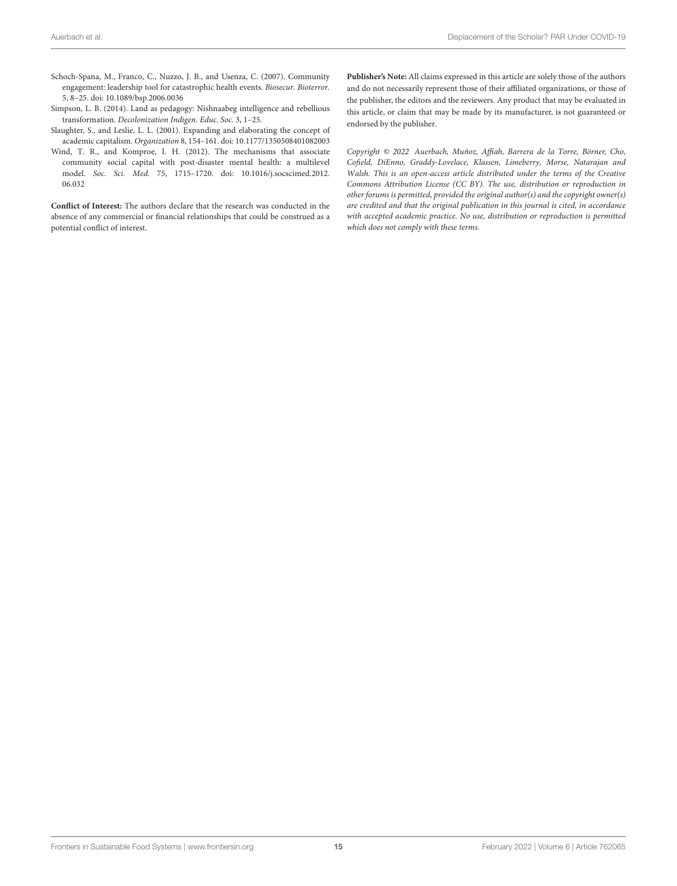Schoch-Spana, M., Franco, C., Nuzzo, J. B., and Usenza, C. (2007). Community engagement: leadership tool for catastrophic health events. *Biosecur. Bioterror.* 5, 8–25. doi: 10.1089/bsp.2006.0036

Simpson, L. B. (2014). Land as pedagogy: Nishnaabeg intelligence and rebellious transformation. *Decolonization Indigen. Educ. Soc.* 3, 1–25.

Slaughter, S., and Leslie, L. L. (2001). Expanding and elaborating the concept of academic capitalism. *Organization* 8, 154–161. doi: 10.1177/1350508401082003

Wind, T. R., and Komproe, I. H. (2012). The mechanisms that associate community social capital with post-disaster mental health: a multilevel model. *Soc. Sci. Med.* 75, 1715–1720. doi: 10.1016/j.socscimed.2012.06.032

**Conflict of Interest:** The authors declare that the research was conducted in the absence of any commercial or financial relationships that could be construed as a potential conflict of interest.

**Publisher's Note:** All claims expressed in this article are solely those of the authors and do not necessarily represent those of their affiliated organizations, or those of the publisher, the editors and the reviewers. Any product that may be evaluated in this article, or claim that may be made by its manufacturer, is not guaranteed or endorsed by the publisher.

*Copyright © 2022 Auerbach, Muñoz, Affiah, Barrera de la Torre, Börner, Cho, Cofield, DiEnno, Graddy-Lovelace, Klassen, Limeberry, Morse, Natarajan and Walsh. This is an open-access article distributed under the terms of the Creative Commons Attribution License (CC BY). The use, distribution or reproduction in other forums is permitted, provided the original author(s) and the copyright owner(s) are credited and that the original publication in this journal is cited, in accordance with accepted academic practice. No use, distribution or reproduction is permitted which does not comply with these terms.*